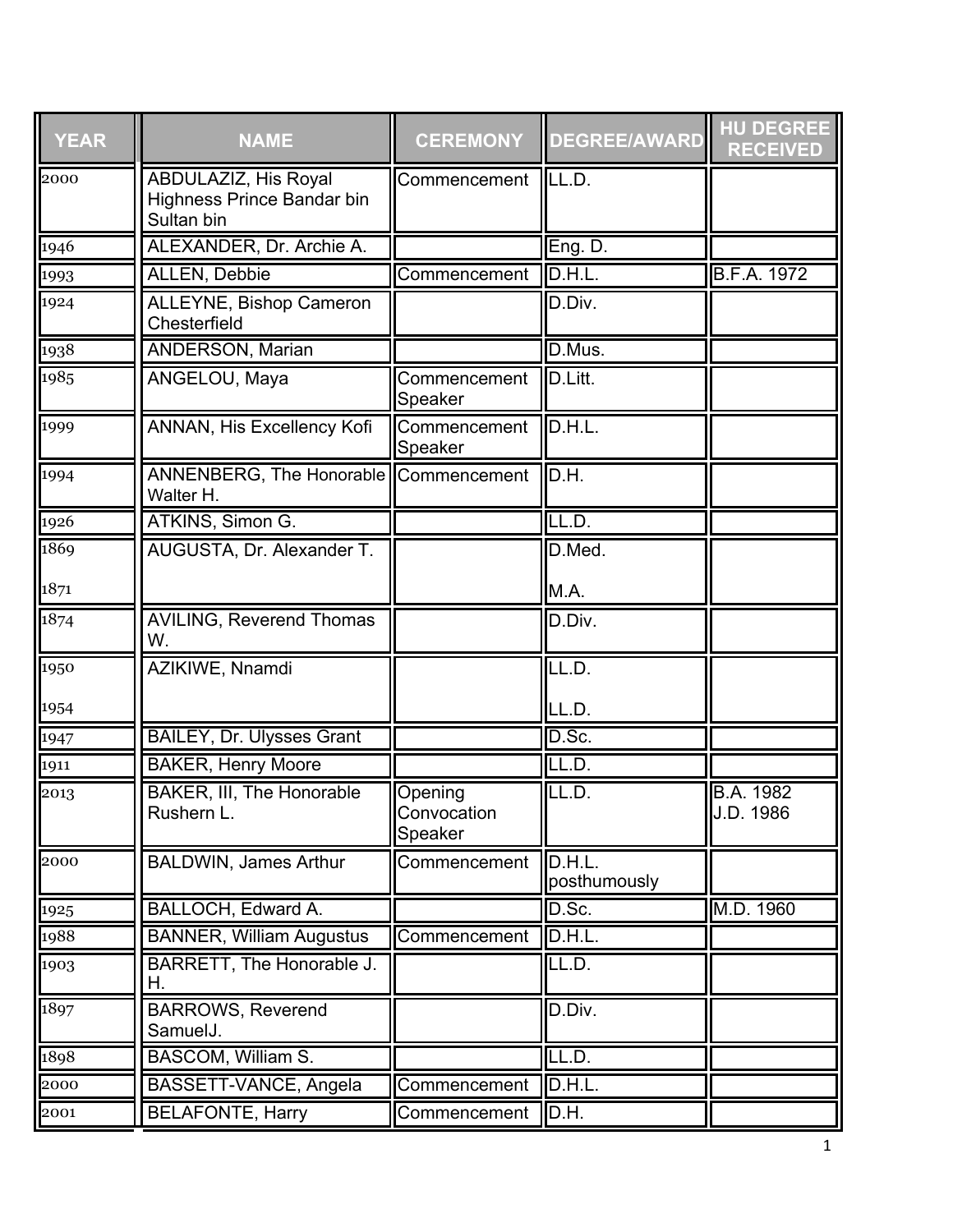| YEAR | NAME | CEREMONY | DEGREE/AWARD | HU DEGREE RECEIVED |
|---|---|---|---|---|
| 2000 | ABDULAZIZ, His Royal Highness Prince Bandar bin Sultan bin | Commencement | LL.D. | |
| 1946 | ALEXANDER, Dr. Archie A. | | Eng. D. | |
| 1993 | ALLEN, Debbie | Commencement | D.H.L. | B.F.A. 1972 |
| 1924 | ALLEYNE, Bishop Cameron Chesterfield | | D.Div. | |
| 1938 | ANDERSON, Marian | | D.Mus. | |
| 1985 | ANGELOU, Maya | Commencement Speaker | D.Litt. | |
| 1999 | ANNAN, His Excellency Kofi | Commencement Speaker | D.H.L. | |
| 1994 | ANNENBERG, The Honorable Walter H. | Commencement | D.H. | |
| 1926 | ATKINS, Simon G. | | LL.D. | |
| 1869<br>1871 | AUGUSTA, Dr. Alexander T. | | D.Med.<br>M.A. | |
| 1874 | AVILING, Reverend Thomas W. | | D.Div. | |
| 1950<br>1954 | AZIKIWE, Nnamdi | | LL.D.<br>LL.D. | |
| 1947 | BAILEY, Dr. Ulysses Grant | | D.Sc. | |
| 1911 | BAKER, Henry Moore | | LL.D. | |
| 2013 | BAKER, III, The Honorable Rushern L. | Opening Convocation Speaker | LL.D. | B.A. 1982<br>J.D. 1986 |
| 2000 | BALDWIN, James Arthur | Commencement | D.H.L. posthumously | |
| 1925 | BALLOCH, Edward A. | | D.Sc. | M.D. 1960 |
| 1988 | BANNER, William Augustus | Commencement | D.H.L. | |
| 1903 | BARRETT, The Honorable J. H. | | LL.D. | |
| 1897 | BARROWS, Reverend SamuelJ. | | D.Div. | |
| 1898 | BASCOM, William S. | | LL.D. | |
| 2000 | BASSETT-VANCE, Angela | Commencement | D.H.L. | |
| 2001 | BELAFONTE, Harry | Commencement | D.H. | |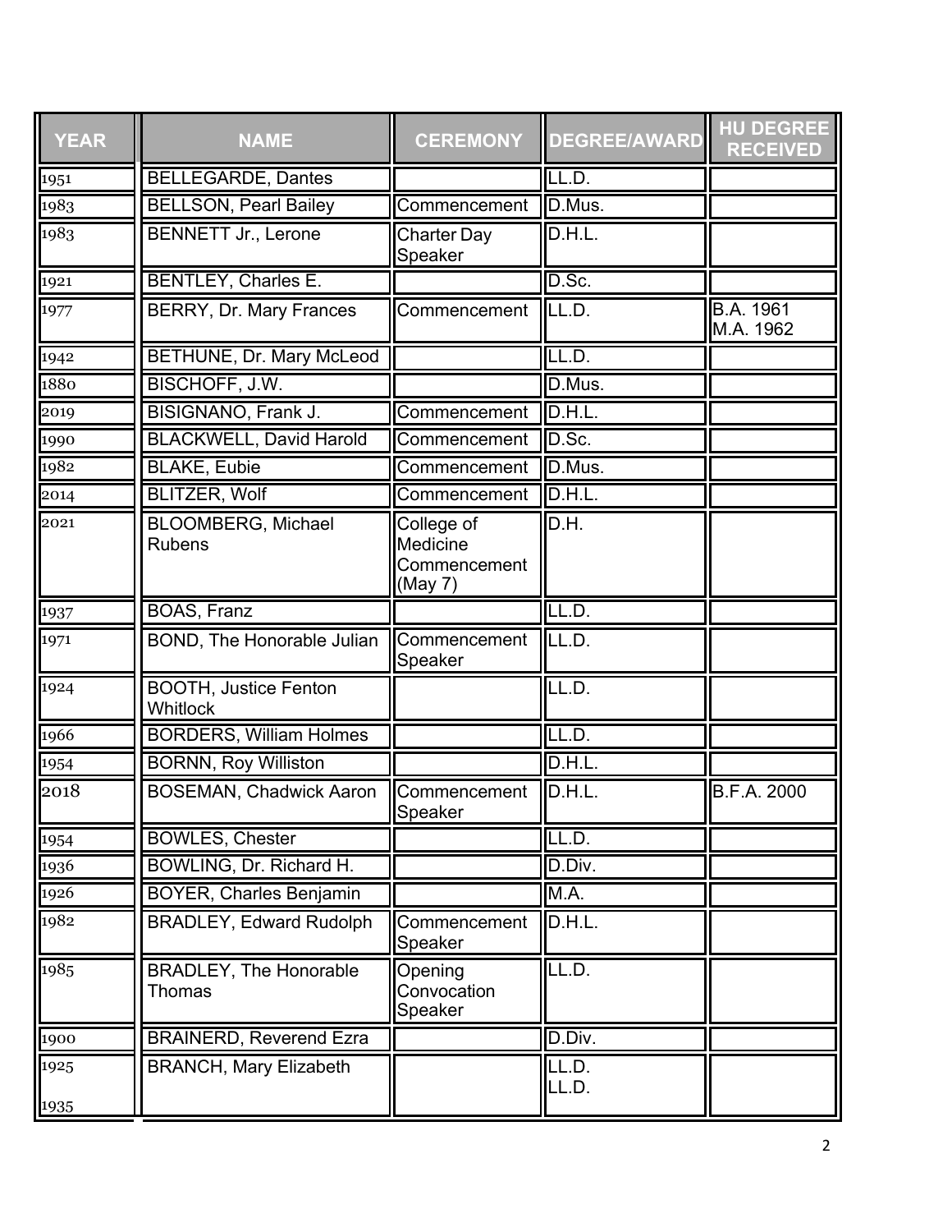| YEAR | NAME | CEREMONY | DEGREE/AWARD | HU DEGREE RECEIVED |
|---|---|---|---|---|
| 1951 | BELLEGARDE, Dantes | | LL.D. | |
| 1983 | BELLSON, Pearl Bailey | Commencement | D.Mus. | |
| 1983 | BENNETT Jr., Lerone | Charter Day Speaker | D.H.L. | |
| 1921 | BENTLEY, Charles E. | | D.Sc. | |
| 1977 | BERRY, Dr. Mary Frances | Commencement | LL.D. | B.A. 1961 M.A. 1962 |
| 1942 | BETHUNE, Dr. Mary McLeod | | LL.D. | |
| 1880 | BISCHOFF, J.W. | | D.Mus. | |
| 2019 | BISIGNANO, Frank J. | Commencement | D.H.L. | |
| 1990 | BLACKWELL, David Harold | Commencement | D.Sc. | |
| 1982 | BLAKE, Eubie | Commencement | D.Mus. | |
| 2014 | BLITZER, Wolf | Commencement | D.H.L. | |
| 2021 | BLOOMBERG, Michael Rubens | College of Medicine Commencement (May 7) | D.H. | |
| 1937 | BOAS, Franz | | LL.D. | |
| 1971 | BOND, The Honorable Julian | Commencement Speaker | LL.D. | |
| 1924 | BOOTH, Justice Fenton Whitlock | | LL.D. | |
| 1966 | BORDERS, William Holmes | | LL.D. | |
| 1954 | BORNN, Roy Williston | | D.H.L. | |
| 2018 | BOSEMAN, Chadwick Aaron | Commencement Speaker | D.H.L. | B.F.A. 2000 |
| 1954 | BOWLES, Chester | | LL.D. | |
| 1936 | BOWLING, Dr. Richard H. | | D.Div. | |
| 1926 | BOYER, Charles Benjamin | | M.A. | |
| 1982 | BRADLEY, Edward Rudolph | Commencement Speaker | D.H.L. | |
| 1985 | BRADLEY, The Honorable Thomas | Opening Convocation Speaker | LL.D. | |
| 1900 | BRAINERD, Reverend Ezra | | D.Div. | |
| 1925 1935 | BRANCH, Mary Elizabeth | | LL.D. LL.D. | |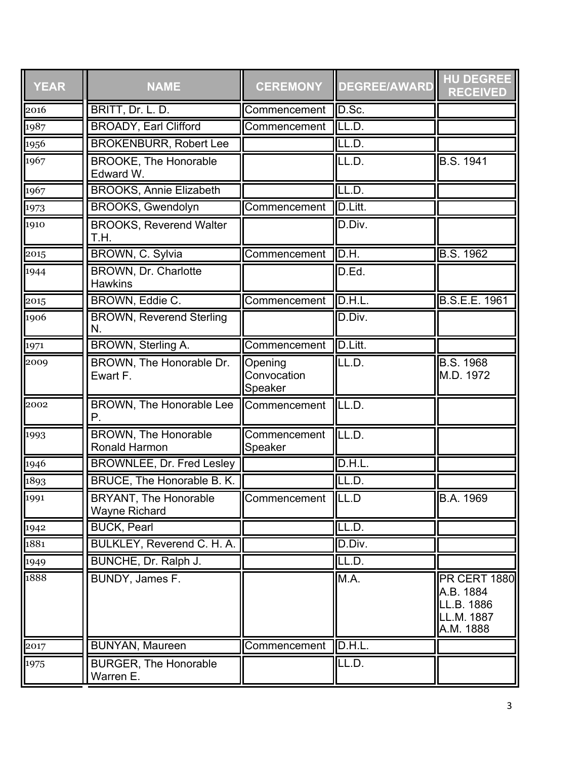| YEAR | NAME | CEREMONY | DEGREE/AWARD | HU DEGREE RECEIVED |
| --- | --- | --- | --- | --- |
| 2016 | BRITT, Dr. L. D. | Commencement | D.Sc. | |
| 1987 | BROADY, Earl Clifford | Commencement | LL.D. | |
| 1956 | BROKENBURR, Robert Lee | | LL.D. | |
| 1967 | BROOKE, The Honorable Edward W. | | LL.D. | B.S. 1941 |
| 1967 | BROOKS, Annie Elizabeth | | LL.D. | |
| 1973 | BROOKS, Gwendolyn | Commencement | D.Litt. | |
| 1910 | BROOKS, Reverend Walter T.H. | | D.Div. | |
| 2015 | BROWN, C. Sylvia | Commencement | D.H. | B.S. 1962 |
| 1944 | BROWN, Dr. Charlotte Hawkins | | D.Ed. | |
| 2015 | BROWN, Eddie C. | Commencement | D.H.L. | B.S.E.E. 1961 |
| 1906 | BROWN, Reverend Sterling N. | | D.Div. | |
| 1971 | BROWN, Sterling A. | Commencement | D.Litt. | |
| 2009 | BROWN, The Honorable Dr. Ewart F. | Opening Convocation Speaker | LL.D. | B.S. 1968<br>M.D. 1972 |
| 2002 | BROWN, The Honorable Lee P. | Commencement | LL.D. | |
| 1993 | BROWN, The Honorable Ronald Harmon | Commencement Speaker | LL.D. | |
| 1946 | BROWNLEE, Dr. Fred Lesley | | D.H.L. | |
| 1893 | BRUCE, The Honorable B. K. | | LL.D. | |
| 1991 | BRYANT, The Honorable Wayne Richard | Commencement | LL.D | B.A. 1969 |
| 1942 | BUCK, Pearl | | LL.D. | |
| 1881 | BULKLEY, Reverend C. H. A. | | D.Div. | |
| 1949 | BUNCHE, Dr. Ralph J. | | LL.D. | |
| 1888 | BUNDY, James F. | | M.A. | PR CERT 1880<br>A.B. 1884<br>LL.B. 1886<br>LL.M. 1887<br>A.M. 1888 |
| 2017 | BUNYAN, Maureen | Commencement | D.H.L. | |
| 1975 | BURGER, The Honorable Warren E. | | LL.D. | |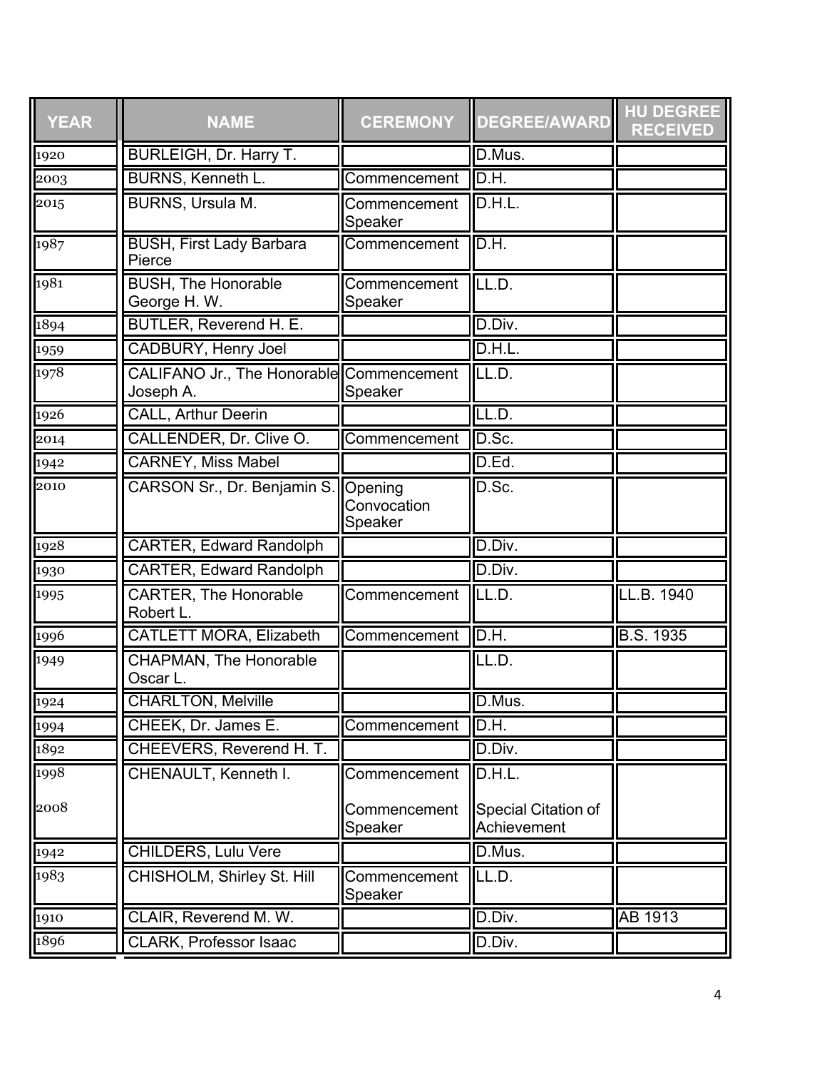| YEAR | NAME | CEREMONY | DEGREE/AWARD | HU DEGREE RECEIVED |
|---|---|---|---|---|
| 1920 | BURLEIGH, Dr. Harry T. | | D.Mus. | |
| 2003 | BURNS, Kenneth L. | Commencement | D.H. | |
| 2015 | BURNS, Ursula M. | Commencement Speaker | D.H.L. | |
| 1987 | BUSH, First Lady Barbara Pierce | Commencement | D.H. | |
| 1981 | BUSH, The Honorable George H. W. | Commencement Speaker | LL.D. | |
| 1894 | BUTLER, Reverend H. E. | | D.Div. | |
| 1959 | CADBURY, Henry Joel | | D.H.L. | |
| 1978 | CALIFANO Jr., The Honorable Joseph A. | Commencement Speaker | LL.D. | |
| 1926 | CALL, Arthur Deerin | | LL.D. | |
| 2014 | CALLENDER, Dr. Clive O. | Commencement | D.Sc. | |
| 1942 | CARNEY, Miss Mabel | | D.Ed. | |
| 2010 | CARSON Sr., Dr. Benjamin S. | Opening Convocation Speaker | D.Sc. | |
| 1928 | CARTER, Edward Randolph | | D.Div. | |
| 1930 | CARTER, Edward Randolph | | D.Div. | |
| 1995 | CARTER, The Honorable Robert L. | Commencement | LL.D. | LL.B. 1940 |
| 1996 | CATLETT MORA, Elizabeth | Commencement | D.H. | B.S. 1935 |
| 1949 | CHAPMAN, The Honorable Oscar L. | | LL.D. | |
| 1924 | CHARLTON, Melville | | D.Mus. | |
| 1994 | CHEEK, Dr. James E. | Commencement | D.H. | |
| 1892 | CHEEVERS, Reverend H. T. | | D.Div. | |
| 1998<br>2008 | CHENAULT, Kenneth I. | Commencement<br>Commencement Speaker | D.H.L.<br>Special Citation of Achievement | |
| 1942 | CHILDERS, Lulu Vere | | D.Mus. | |
| 1983 | CHISHOLM, Shirley St. Hill | Commencement Speaker | LL.D. | |
| 1910 | CLAIR, Reverend M. W. | | D.Div. | AB 1913 |
| 1896 | CLARK, Professor Isaac | | D.Div. | |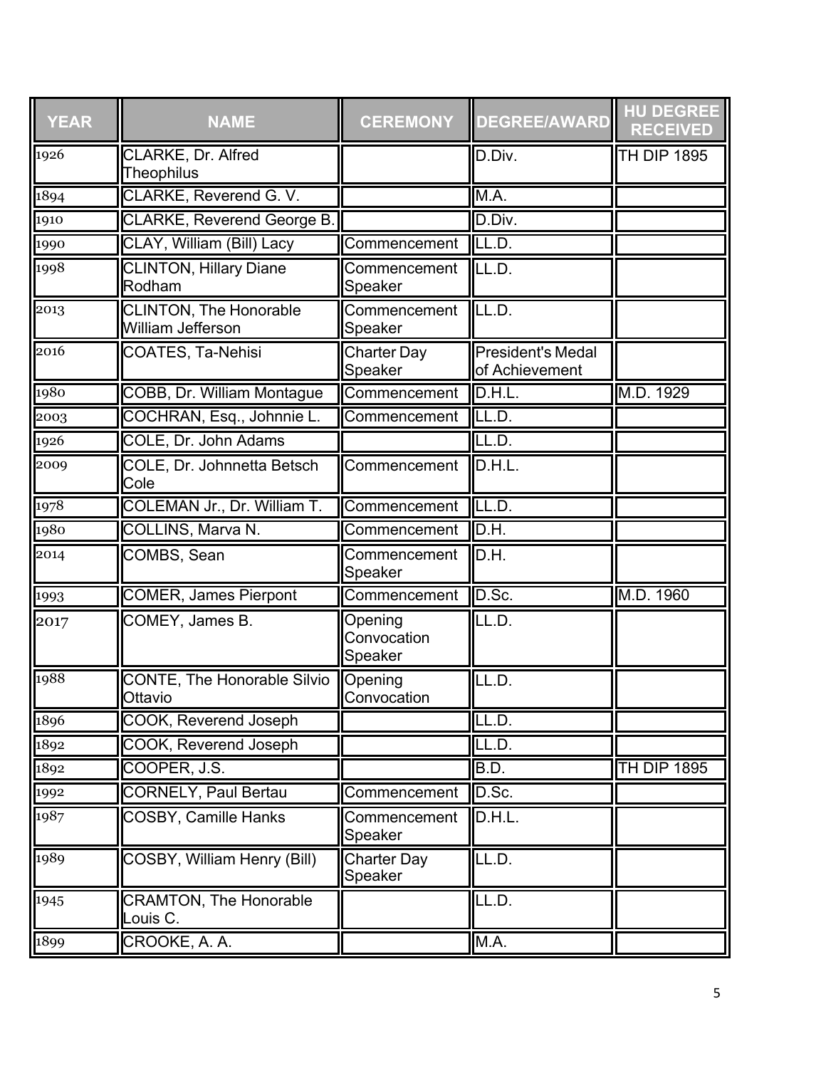| YEAR | NAME | CEREMONY | DEGREE/AWARD | HU DEGREE RECEIVED |
|---|---|---|---|---|
| 1926 | CLARKE, Dr. Alfred Theophilus | | D.Div. | TH DIP 1895 |
| 1894 | CLARKE, Reverend G. V. | | M.A. | |
| 1910 | CLARKE, Reverend George B. | | D.Div. | |
| 1990 | CLAY, William (Bill) Lacy | Commencement | LL.D. | |
| 1998 | CLINTON, Hillary Diane Rodham | Commencement Speaker | LL.D. | |
| 2013 | CLINTON, The Honorable William Jefferson | Commencement Speaker | LL.D. | |
| 2016 | COATES, Ta-Nehisi | Charter Day Speaker | President's Medal of Achievement | |
| 1980 | COBB, Dr. William Montague | Commencement | D.H.L. | M.D. 1929 |
| 2003 | COCHRAN, Esq., Johnnie L. | Commencement | LL.D. | |
| 1926 | COLE, Dr. John Adams | | LL.D. | |
| 2009 | COLE, Dr. Johnnetta Betsch Cole | Commencement | D.H.L. | |
| 1978 | COLEMAN Jr., Dr. William T. | Commencement | LL.D. | |
| 1980 | COLLINS, Marva N. | Commencement | D.H. | |
| 2014 | COMBS, Sean | Commencement Speaker | D.H. | |
| 1993 | COMER, James Pierpont | Commencement | D.Sc. | M.D. 1960 |
| 2017 | COMEY, James B. | Opening Convocation Speaker | LL.D. | |
| 1988 | CONTE, The Honorable Silvio Ottavio | Opening Convocation | LL.D. | |
| 1896 | COOK, Reverend Joseph | | LL.D. | |
| 1892 | COOK, Reverend Joseph | | LL.D. | |
| 1892 | COOPER, J.S. | | B.D. | TH DIP 1895 |
| 1992 | CORNELY, Paul Bertau | Commencement | D.Sc. | |
| 1987 | COSBY, Camille Hanks | Commencement Speaker | D.H.L. | |
| 1989 | COSBY, William Henry (Bill) | Charter Day Speaker | LL.D. | |
| 1945 | CRAMTON, The Honorable Louis C. | | LL.D. | |
| 1899 | CROOKE, A. A. | | M.A. | |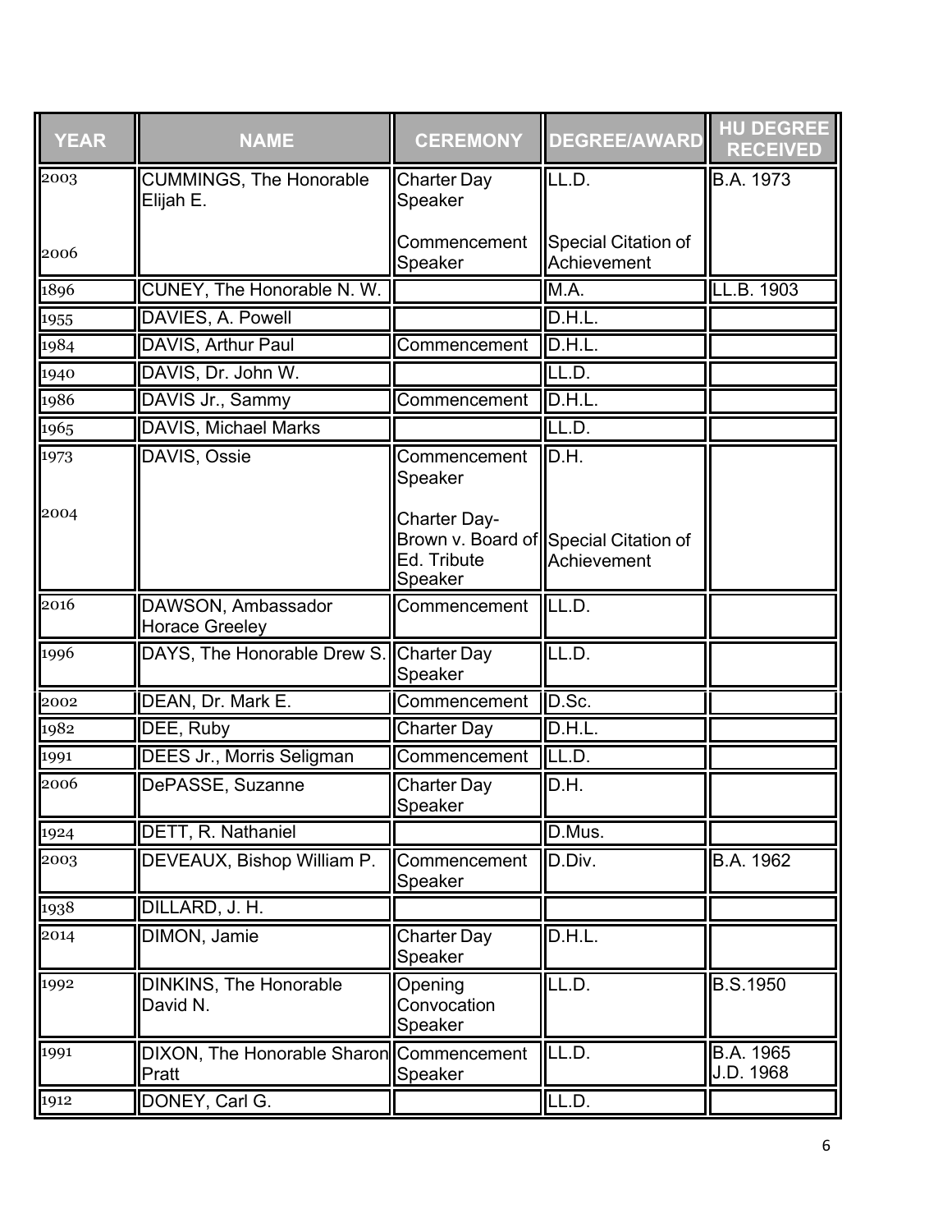| YEAR | NAME | CEREMONY | DEGREE/AWARD | HU DEGREE RECEIVED |
| --- | --- | --- | --- | --- |
| 2003<br><br>2006 | CUMMINGS, The Honorable Elijah E. | Charter Day Speaker<br><br>Commencement Speaker | LL.D.<br><br>Special Citation of Achievement | B.A. 1973 |
| 1896 | CUNEY, The Honorable N. W. | | M.A. | LL.B. 1903 |
| 1955 | DAVIES, A. Powell | | D.H.L. | |
| 1984 | DAVIS, Arthur Paul | Commencement | D.H.L. | |
| 1940 | DAVIS, Dr. John W. | | LL.D. | |
| 1986 | DAVIS Jr., Sammy | Commencement | D.H.L. | |
| 1965 | DAVIS, Michael Marks | | LL.D. | |
| 1973<br><br>2004 | DAVIS, Ossie | Commencement Speaker<br><br>Charter Day-Brown v. Board of Ed. Tribute Speaker | D.H.<br><br>Special Citation of Achievement | |
| 2016 | DAWSON, Ambassador Horace Greeley | Commencement | LL.D. | |
| 1996 | DAYS, The Honorable Drew S. | Charter Day Speaker | LL.D. | |
| 2002 | DEAN, Dr. Mark E. | Commencement | D.Sc. | |
| 1982 | DEE, Ruby | Charter Day | D.H.L. | |
| 1991 | DEES Jr., Morris Seligman | Commencement | LL.D. | |
| 2006 | DePASSE, Suzanne | Charter Day Speaker | D.H. | |
| 1924 | DETT, R. Nathaniel | | D.Mus. | |
| 2003 | DEVEAUX, Bishop William P. | Commencement Speaker | D.Div. | B.A. 1962 |
| 1938 | DILLARD, J. H. | | | |
| 2014 | DIMON, Jamie | Charter Day Speaker | D.H.L. | |
| 1992 | DINKINS, The Honorable David N. | Opening Convocation Speaker | LL.D. | B.S.1950 |
| 1991 | DIXON, The Honorable Sharon Pratt | Commencement Speaker | LL.D. | B.A. 1965<br>J.D. 1968 |
| 1912 | DONEY, Carl G. | | LL.D. | |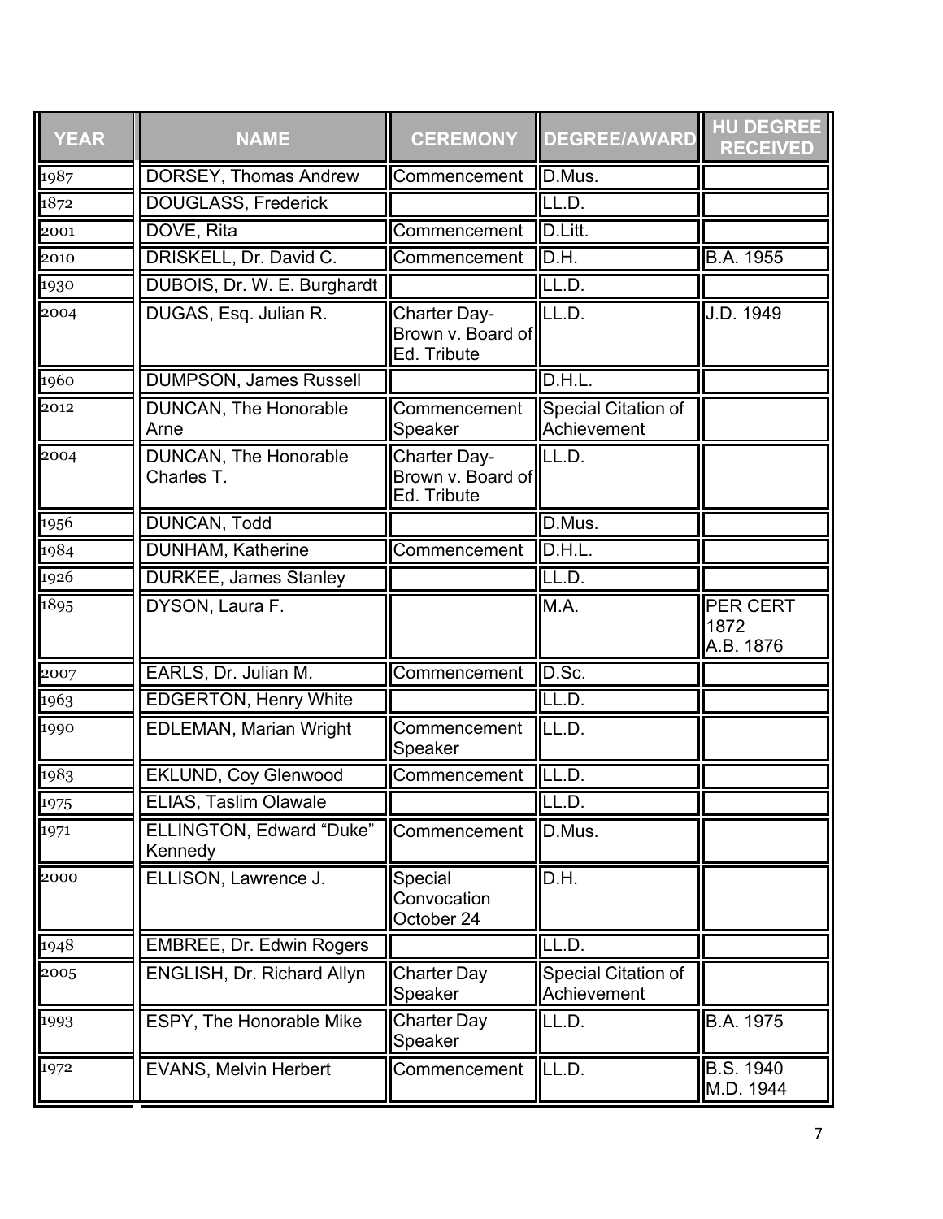| YEAR | NAME | CEREMONY | DEGREE/AWARD | HU DEGREE RECEIVED |
|---|---|---|---|---|
| 1987 | DORSEY, Thomas Andrew | Commencement | D.Mus. | |
| 1872 | DOUGLASS, Frederick | | LL.D. | |
| 2001 | DOVE, Rita | Commencement | D.Litt. | |
| 2010 | DRISKELL, Dr. David C. | Commencement | D.H. | B.A. 1955 |
| 1930 | DUBOIS, Dr. W. E. Burghardt | | LL.D. | |
| 2004 | DUGAS, Esq. Julian R. | Charter Day-Brown v. Board of Ed. Tribute | LL.D. | J.D. 1949 |
| 1960 | DUMPSON, James Russell | | D.H.L. | |
| 2012 | DUNCAN, The Honorable Arne | Commencement Speaker | Special Citation of Achievement | |
| 2004 | DUNCAN, The Honorable Charles T. | Charter Day-Brown v. Board of Ed. Tribute | LL.D. | |
| 1956 | DUNCAN, Todd | | D.Mus. | |
| 1984 | DUNHAM, Katherine | Commencement | D.H.L. | |
| 1926 | DURKEE, James Stanley | | LL.D. | |
| 1895 | DYSON, Laura F. | | M.A. | PER CERT 1872 A.B. 1876 |
| 2007 | EARLS, Dr. Julian M. | Commencement | D.Sc. | |
| 1963 | EDGERTON, Henry White | | LL.D. | |
| 1990 | EDLEMAN, Marian Wright | Commencement Speaker | LL.D. | |
| 1983 | EKLUND, Coy Glenwood | Commencement | LL.D. | |
| 1975 | ELIAS, Taslim Olawale | | LL.D. | |
| 1971 | ELLINGTON, Edward "Duke" Kennedy | Commencement | D.Mus. | |
| 2000 | ELLISON, Lawrence J. | Special Convocation October 24 | D.H. | |
| 1948 | EMBREE, Dr. Edwin Rogers | | LL.D. | |
| 2005 | ENGLISH, Dr. Richard Allyn | Charter Day Speaker | Special Citation of Achievement | |
| 1993 | ESPY, The Honorable Mike | Charter Day Speaker | LL.D. | B.A. 1975 |
| 1972 | EVANS, Melvin Herbert | Commencement | LL.D. | B.S. 1940 M.D. 1944 |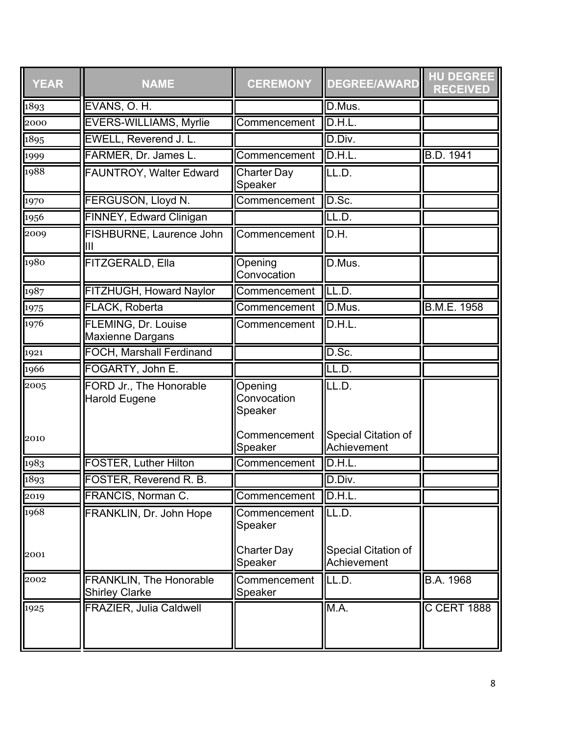| YEAR | NAME | CEREMONY | DEGREE/AWARD | HU DEGREE RECEIVED |
| --- | --- | --- | --- | --- |
| 1893 | EVANS, O. H. | | D.Mus. | |
| 2000 | EVERS-WILLIAMS, Myrlie | Commencement | D.H.L. | |
| 1895 | EWELL, Reverend J. L. | | D.Div. | |
| 1999 | FARMER, Dr. James L. | Commencement | D.H.L. | B.D. 1941 |
| 1988 | FAUNTROY, Walter Edward | Charter Day Speaker | LL.D. | |
| 1970 | FERGUSON, Lloyd N. | Commencement | D.Sc. | |
| 1956 | FINNEY, Edward Clinigan | | LL.D. | |
| 2009 | FISHBURNE, Laurence John III | Commencement | D.H. | |
| 1980 | FITZGERALD, Ella | Opening Convocation | D.Mus. | |
| 1987 | FITZHUGH, Howard Naylor | Commencement | LL.D. | |
| 1975 | FLACK, Roberta | Commencement | D.Mus. | B.M.E. 1958 |
| 1976 | FLEMING, Dr. Louise Maxienne Dargans | Commencement | D.H.L. | |
| 1921 | FOCH, Marshall Ferdinand | | D.Sc. | |
| 1966 | FOGARTY, John E. | | LL.D. | |
| 2005<br>2010 | FORD Jr., The Honorable Harold Eugene | Opening Convocation Speaker<br>Commencement Speaker | LL.D.<br>Special Citation of Achievement | |
| 1983 | FOSTER, Luther Hilton | Commencement | D.H.L. | |
| 1893 | FOSTER, Reverend R. B. | | D.Div. | |
| 2019 | FRANCIS, Norman C. | Commencement | D.H.L. | |
| 1968<br>2001 | FRANKLIN, Dr. John Hope | Commencement Speaker<br>Charter Day Speaker | LL.D.<br>Special Citation of Achievement | |
| 2002 | FRANKLIN, The Honorable Shirley Clarke | Commencement Speaker | LL.D. | B.A. 1968 |
| 1925 | FRAZIER, Julia Caldwell | | M.A. | C CERT 1888 |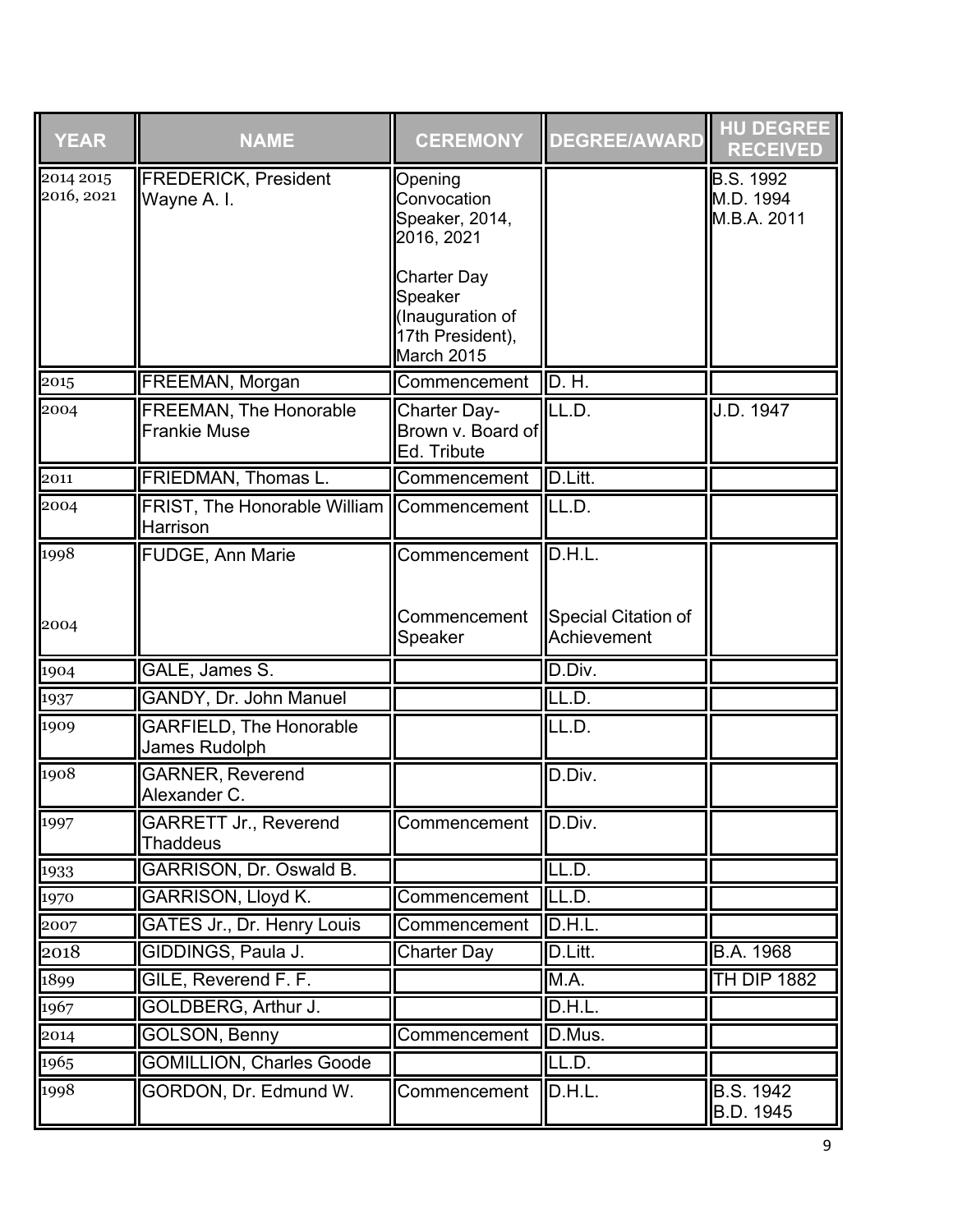| YEAR | NAME | CEREMONY | DEGREE/AWARD | HU DEGREE RECEIVED |
|---|---|---|---|---|
| 2014 2015 2016, 2021 | FREDERICK, President Wayne A. I. | Opening Convocation Speaker, 2014, 2016, 2021<br><br>Charter Day Speaker (Inauguration of 17th President), March 2015 | | B.S. 1992<br>M.D. 1994<br>M.B.A. 2011 |
| 2015 | FREEMAN, Morgan | Commencement | D. H. | |
| 2004 | FREEMAN, The Honorable Frankie Muse | Charter Day-Brown v. Board of Ed. Tribute | LL.D. | J.D. 1947 |
| 2011 | FRIEDMAN, Thomas L. | Commencement | D.Litt. | |
| 2004 | FRIST, The Honorable William Harrison | Commencement | LL.D. | |
| 1998<br><br>2004 | FUDGE, Ann Marie | Commencement<br><br>Commencement Speaker | D.H.L.<br><br>Special Citation of Achievement | |
| 1904 | GALE, James S. | | D.Div. | |
| 1937 | GANDY, Dr. John Manuel | | LL.D. | |
| 1909 | GARFIELD, The Honorable James Rudolph | | LL.D. | |
| 1908 | GARNER, Reverend Alexander C. | | D.Div. | |
| 1997 | GARRETT Jr., Reverend Thaddeus | Commencement | D.Div. | |
| 1933 | GARRISON, Dr. Oswald B. | | LL.D. | |
| 1970 | GARRISON, Lloyd K. | Commencement | LL.D. | |
| 2007 | GATES Jr., Dr. Henry Louis | Commencement | D.H.L. | |
| 2018 | GIDDINGS, Paula J. | Charter Day | D.Litt. | B.A. 1968 |
| 1899 | GILE, Reverend F. F. | | M.A. | TH DIP 1882 |
| 1967 | GOLDBERG, Arthur J. | | D.H.L. | |
| 2014 | GOLSON, Benny | Commencement | D.Mus. | |
| 1965 | GOMILLION, Charles Goode | | LL.D. | |
| 1998 | GORDON, Dr. Edmund W. | Commencement | D.H.L. | B.S. 1942<br>B.D. 1945 |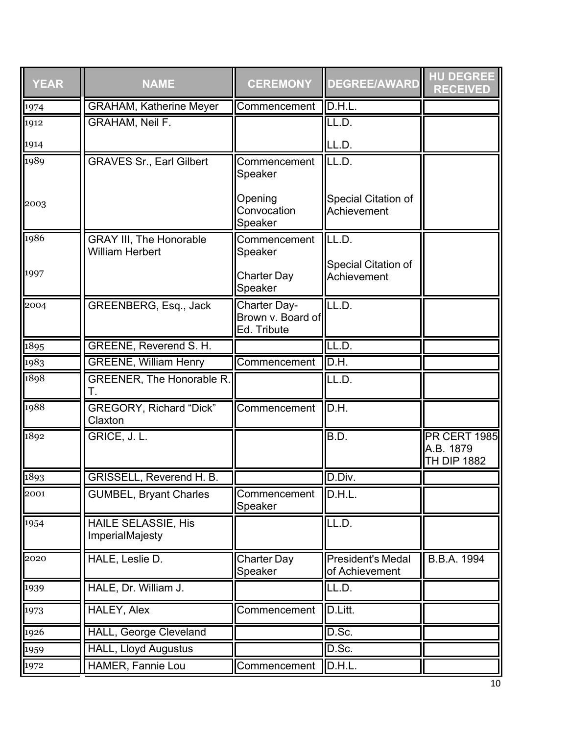| YEAR | NAME | CEREMONY | DEGREE/AWARD | HU DEGREE RECEIVED |
| --- | --- | --- | --- | --- |
| 1974 | GRAHAM, Katherine Meyer | Commencement | D.H.L. | |
| 1912<br>1914 | GRAHAM, Neil F. | | LL.D.<br>LL.D. | |
| 1989<br>2003 | GRAVES Sr., Earl Gilbert | Commencement Speaker<br>Opening Convocation Speaker | LL.D.<br>Special Citation of Achievement | |
| 1986<br>1997 | GRAY III, The Honorable William Herbert | Commencement Speaker<br>Charter Day Speaker | LL.D.<br>Special Citation of Achievement | |
| 2004 | GREENBERG, Esq., Jack | Charter Day- Brown v. Board of Ed. Tribute | LL.D. | |
| 1895 | GREENE, Reverend S. H. | | LL.D. | |
| 1983 | GREENE, William Henry | Commencement | D.H. | |
| 1898 | GREENER, The Honorable R. T. | | LL.D. | |
| 1988 | GREGORY, Richard “Dick” Claxton | Commencement | D.H. | |
| 1892 | GRICE, J. L. | | B.D. | PR CERT 1985<br>A.B. 1879<br>TH DIP 1882 |
| 1893 | GRISSELL, Reverend H. B. | | D.Div. | |
| 2001 | GUMBEL, Bryant Charles | Commencement Speaker | D.H.L. | |
| 1954 | HAILE SELASSIE, His ImperialMajesty | | LL.D. | |
| 2020 | HALE, Leslie D. | Charter Day Speaker | President's Medal of Achievement | B.B.A. 1994 |
| 1939 | HALE, Dr. William J. | | LL.D. | |
| 1973 | HALEY, Alex | Commencement | D.Litt. | |
| 1926 | HALL, George Cleveland | | D.Sc. | |
| 1959 | HALL, Lloyd Augustus | | D.Sc. | |
| 1972 | HAMER, Fannie Lou | Commencement | D.H.L. | |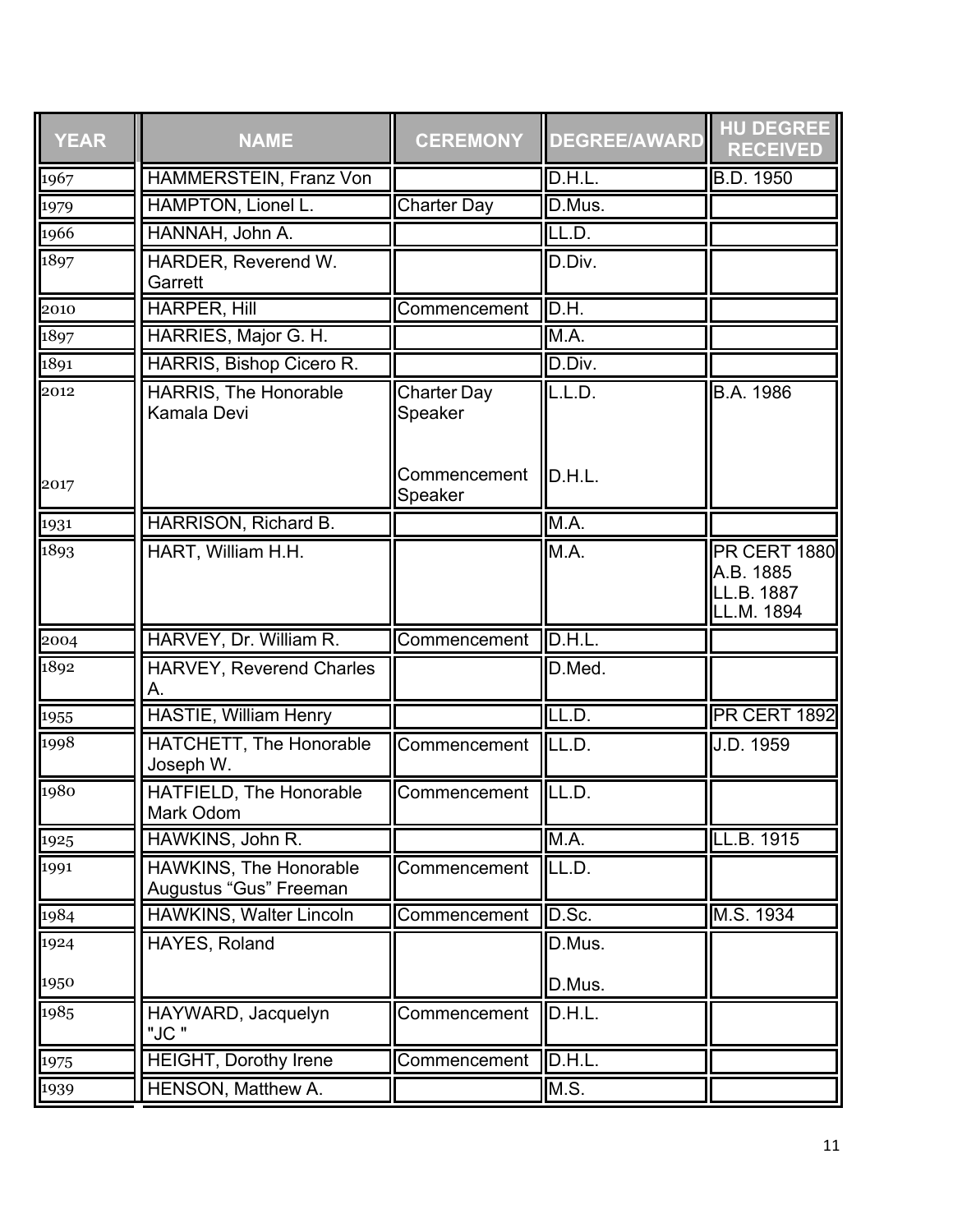| YEAR | NAME | CEREMONY | DEGREE/AWARD | HU DEGREE RECEIVED |
|---|---|---|---|---|
| 1967 | HAMMERSTEIN, Franz Von | | D.H.L. | B.D. 1950 |
| 1979 | HAMPTON, Lionel L. | Charter Day | D.Mus. | |
| 1966 | HANNAH, John A. | | LL.D. | |
| 1897 | HARDER, Reverend W. Garrett | | D.Div. | |
| 2010 | HARPER, Hill | Commencement | D.H. | |
| 1897 | HARRIES, Major G. H. | | M.A. | |
| 1891 | HARRIS, Bishop Cicero R. | | D.Div. | |
| 2012<br><br>2017 | HARRIS, The Honorable Kamala Devi | Charter Day Speaker<br><br>Commencement Speaker | L.L.D.<br><br>D.H.L. | B.A. 1986 |
| 1931 | HARRISON, Richard B. | | M.A. | |
| 1893 | HART, William H.H. | | M.A. | PR CERT 1880<br>A.B. 1885<br>LL.B. 1887<br>LL.M. 1894 |
| 2004 | HARVEY, Dr. William R. | Commencement | D.H.L. | |
| 1892 | HARVEY, Reverend Charles A. | | D.Med. | |
| 1955 | HASTIE, William Henry | | LL.D. | PR CERT 1892 |
| 1998 | HATCHETT, The Honorable Joseph W. | Commencement | LL.D. | J.D. 1959 |
| 1980 | HATFIELD, The Honorable Mark Odom | Commencement | LL.D. | |
| 1925 | HAWKINS, John R. | | M.A. | LL.B. 1915 |
| 1991 | HAWKINS, The Honorable Augustus "Gus" Freeman | Commencement | LL.D. | |
| 1984 | HAWKINS, Walter Lincoln | Commencement | D.Sc. | M.S. 1934 |
| 1924<br><br>1950 | HAYES, Roland | | D.Mus.<br><br>D.Mus. | |
| 1985 | HAYWARD, Jacquelyn "JC " | Commencement | D.H.L. | |
| 1975 | HEIGHT, Dorothy Irene | Commencement | D.H.L. | |
| 1939 | HENSON, Matthew A. | | M.S. | |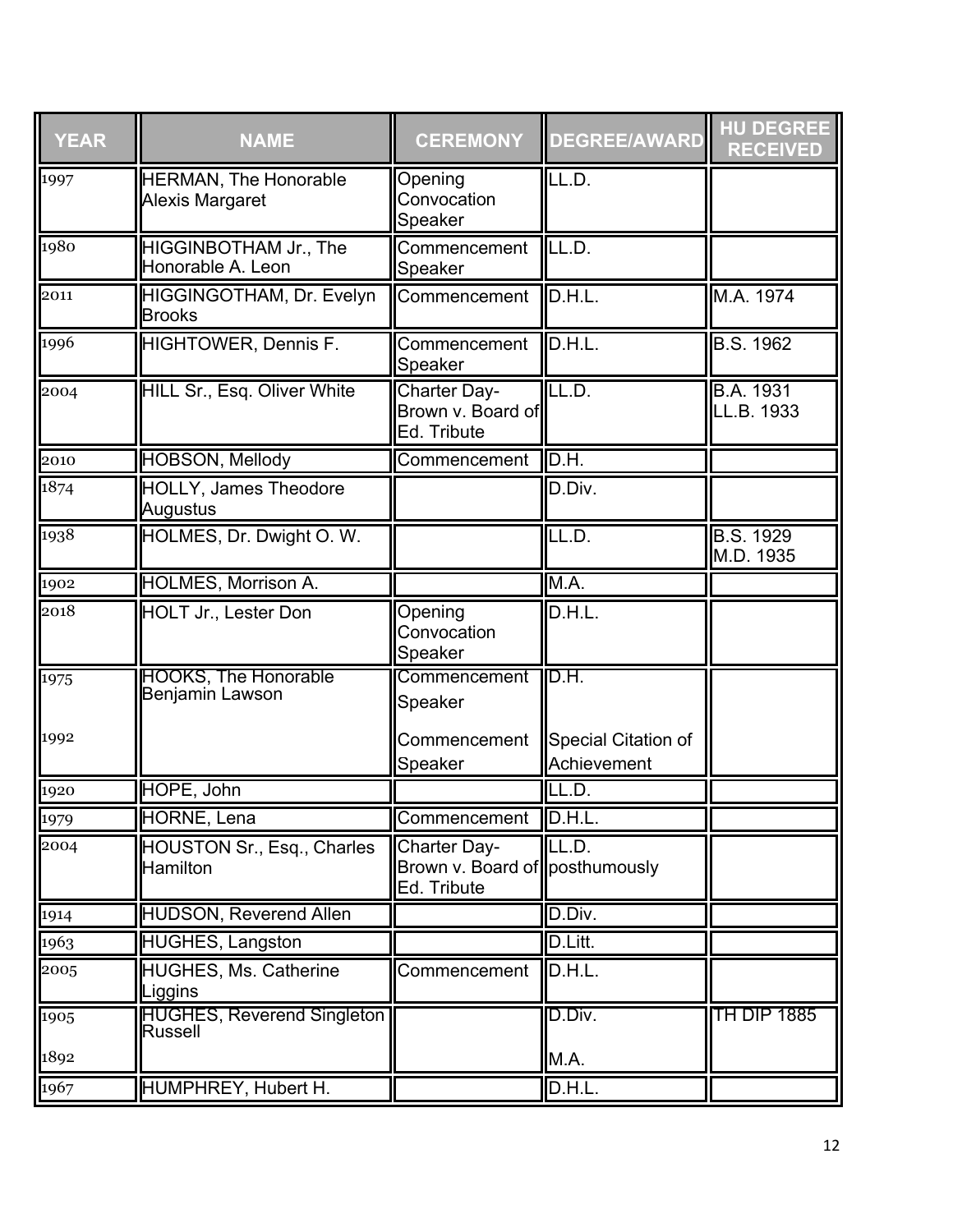| YEAR | NAME | CEREMONY | DEGREE/AWARD | HU DEGREE RECEIVED |
|---|---|---|---|---|
| 1997 | HERMAN, The Honorable Alexis Margaret | Opening Convocation Speaker | LL.D. | |
| 1980 | HIGGINBOTHAM Jr., The Honorable A. Leon | Commencement Speaker | LL.D. | |
| 2011 | HIGGINGOTHAM, Dr. Evelyn Brooks | Commencement | D.H.L. | M.A. 1974 |
| 1996 | HIGHTOWER, Dennis F. | Commencement Speaker | D.H.L. | B.S. 1962 |
| 2004 | HILL Sr., Esq. Oliver White | Charter Day-Brown v. Board of Ed. Tribute | LL.D. | B.A. 1931 LL.B. 1933 |
| 2010 | HOBSON, Mellody | Commencement | D.H. | |
| 1874 | HOLLY, James Theodore Augustus | | D.Div. | |
| 1938 | HOLMES, Dr. Dwight O. W. | | LL.D. | B.S. 1929 M.D. 1935 |
| 1902 | HOLMES, Morrison A. | | M.A. | |
| 2018 | HOLT Jr., Lester Don | Opening Convocation Speaker | D.H.L. | |
| 1975<br>1992 | HOOKS, The Honorable Benjamin Lawson | Commencement Speaker<br>Commencement Speaker | D.H.<br>Special Citation of Achievement | |
| 1920 | HOPE, John | | LL.D. | |
| 1979 | HORNE, Lena | Commencement | D.H.L. | |
| 2004 | HOUSTON Sr., Esq., Charles Hamilton | Charter Day-Brown v. Board of Ed. Tribute | LL.D. posthumously | |
| 1914 | HUDSON, Reverend Allen | | D.Div. | |
| 1963 | HUGHES, Langston | | D.Litt. | |
| 2005 | HUGHES, Ms. Catherine Liggins | Commencement | D.H.L. | |
| 1905<br>1892 | HUGHES, Reverend Singleton Russell | | D.Div.<br>M.A. | TH DIP 1885 |
| 1967 | HUMPHREY, Hubert H. | | D.H.L. | |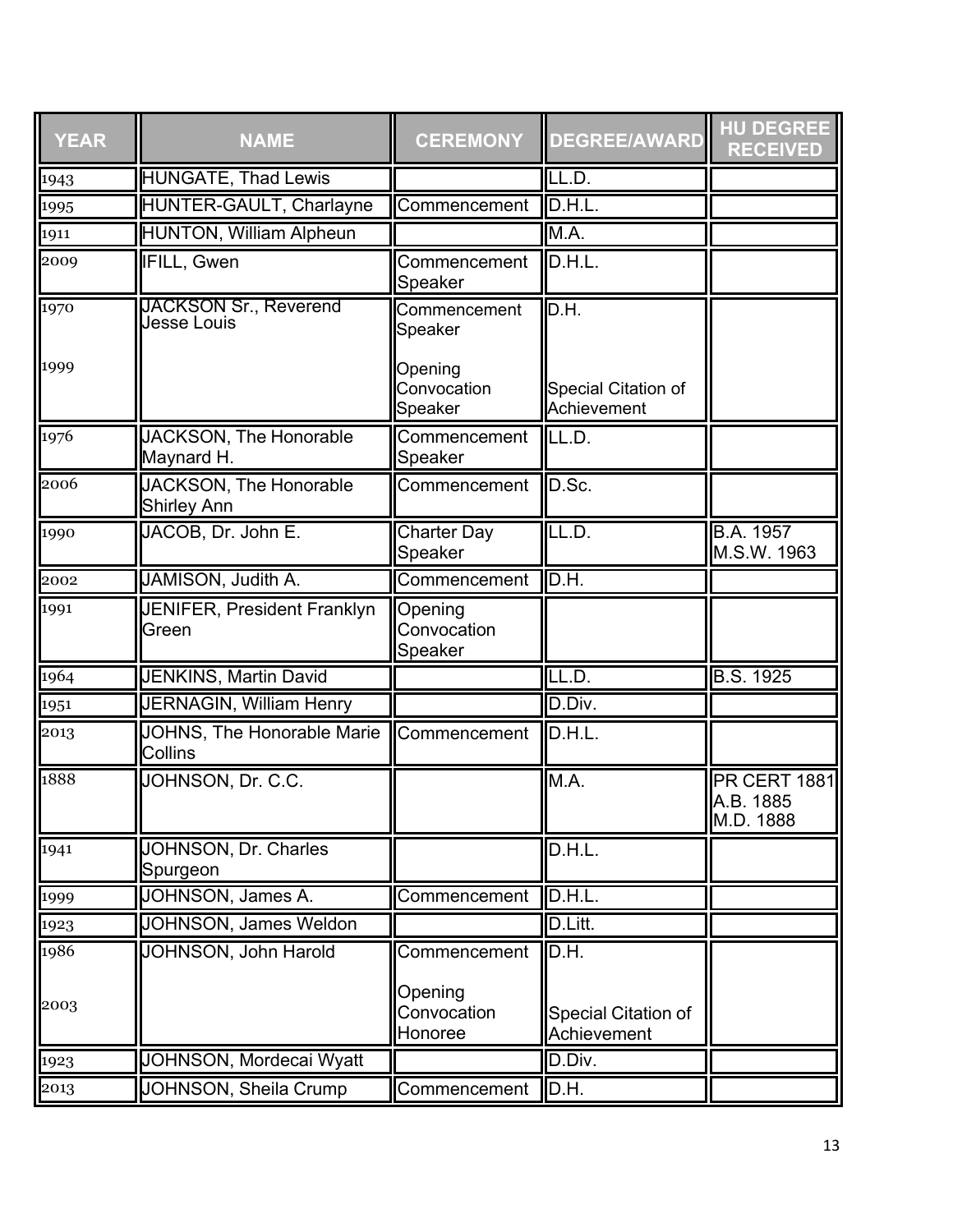| YEAR | NAME | CEREMONY | DEGREE/AWARD | HU DEGREE RECEIVED |
|---|---|---|---|---|
| 1943 | HUNGATE, Thad Lewis | | LL.D. | |
| 1995 | HUNTER-GAULT, Charlayne | Commencement | D.H.L. | |
| 1911 | HUNTON, William Alpheun | | M.A. | |
| 2009 | IFILL, Gwen | Commencement Speaker | D.H.L. | |
| 1970<br><br>1999 | JACKSON Sr., Reverend Jesse Louis | Commencement Speaker<br><br>Opening Convocation Speaker | D.H.<br><br>Special Citation of Achievement | |
| 1976 | JACKSON, The Honorable Maynard H. | Commencement Speaker | LL.D. | |
| 2006 | JACKSON, The Honorable Shirley Ann | Commencement | D.Sc. | |
| 1990 | JACOB, Dr. John E. | Charter Day Speaker | LL.D. | B.A. 1957<br>M.S.W. 1963 |
| 2002 | JAMISON, Judith A. | Commencement | D.H. | |
| 1991 | JENIFER, President Franklyn Green | Opening Convocation Speaker | | |
| 1964 | JENKINS, Martin David | | LL.D. | B.S. 1925 |
| 1951 | JERNAGIN, William Henry | | D.Div. | |
| 2013 | JOHNS, The Honorable Marie Collins | Commencement | D.H.L. | |
| 1888 | JOHNSON, Dr. C.C. | | M.A. | PR CERT 1881<br>A.B. 1885<br>M.D. 1888 |
| 1941 | JOHNSON, Dr. Charles Spurgeon | | D.H.L. | |
| 1999 | JOHNSON, James A. | Commencement | D.H.L. | |
| 1923 | JOHNSON, James Weldon | | D.Litt. | |
| 1986<br><br>2003 | JOHNSON, John Harold | Commencement<br><br>Opening Convocation Honoree | D.H.<br><br>Special Citation of Achievement | |
| 1923 | JOHNSON, Mordecai Wyatt | | D.Div. | |
| 2013 | JOHNSON, Sheila Crump | Commencement | D.H. | |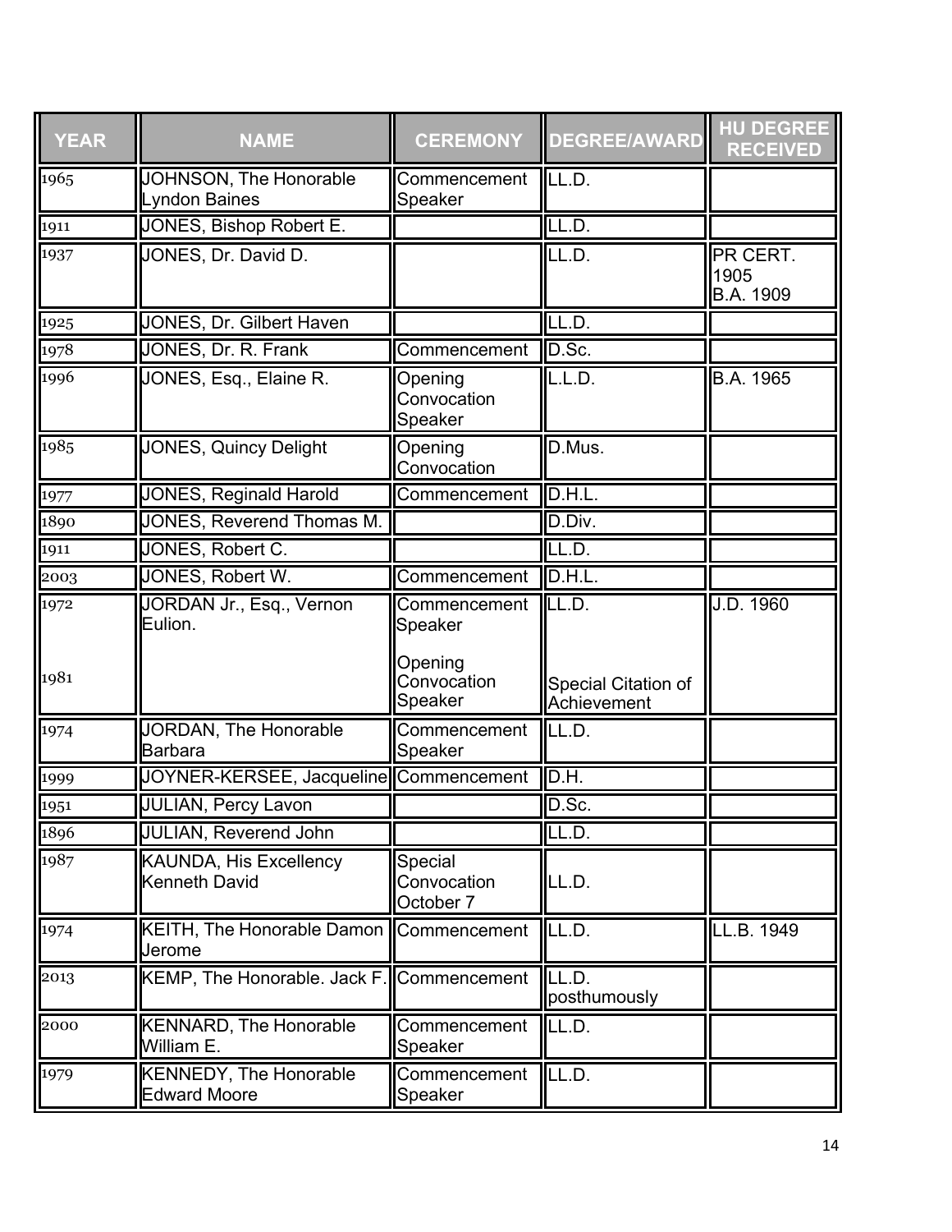| YEAR | NAME | CEREMONY | DEGREE/AWARD | HU DEGREE RECEIVED |
|---|---|---|---|---|
| 1965 | JOHNSON, The Honorable Lyndon Baines | Commencement Speaker | LL.D. | |
| 1911 | JONES, Bishop Robert E. | | LL.D. | |
| 1937 | JONES, Dr. David D. | | LL.D. | PR CERT. 1905 B.A. 1909 |
| 1925 | JONES, Dr. Gilbert Haven | | LL.D. | |
| 1978 | JONES, Dr. R. Frank | Commencement | D.Sc. | |
| 1996 | JONES, Esq., Elaine R. | Opening Convocation Speaker | L.L.D. | B.A. 1965 |
| 1985 | JONES, Quincy Delight | Opening Convocation | D.Mus. | |
| 1977 | JONES, Reginald Harold | Commencement | D.H.L. | |
| 1890 | JONES, Reverend Thomas M. | | D.Div. | |
| 1911 | JONES, Robert C. | | LL.D. | |
| 2003 | JONES, Robert W. | Commencement | D.H.L. | |
| 1972<br><br>1981 | JORDAN Jr., Esq., Vernon Eulion. | Commencement Speaker<br><br>Opening Convocation Speaker | LL.D.<br><br>Special Citation of Achievement | J.D. 1960 |
| 1974 | JORDAN, The Honorable Barbara | Commencement Speaker | LL.D. | |
| 1999 | JOYNER-KERSEE, Jacqueline | Commencement | D.H. | |
| 1951 | JULIAN, Percy Lavon | | D.Sc. | |
| 1896 | JULIAN, Reverend John | | LL.D. | |
| 1987 | KAUNDA, His Excellency Kenneth David | Special Convocation October 7 | LL.D. | |
| 1974 | KEITH, The Honorable Damon Jerome | Commencement | LL.D. | LL.B. 1949 |
| 2013 | KEMP, The Honorable. Jack F. | Commencement | LL.D. posthumously | |
| 2000 | KENNARD, The Honorable William E. | Commencement Speaker | LL.D. | |
| 1979 | KENNEDY, The Honorable Edward Moore | Commencement Speaker | LL.D. | |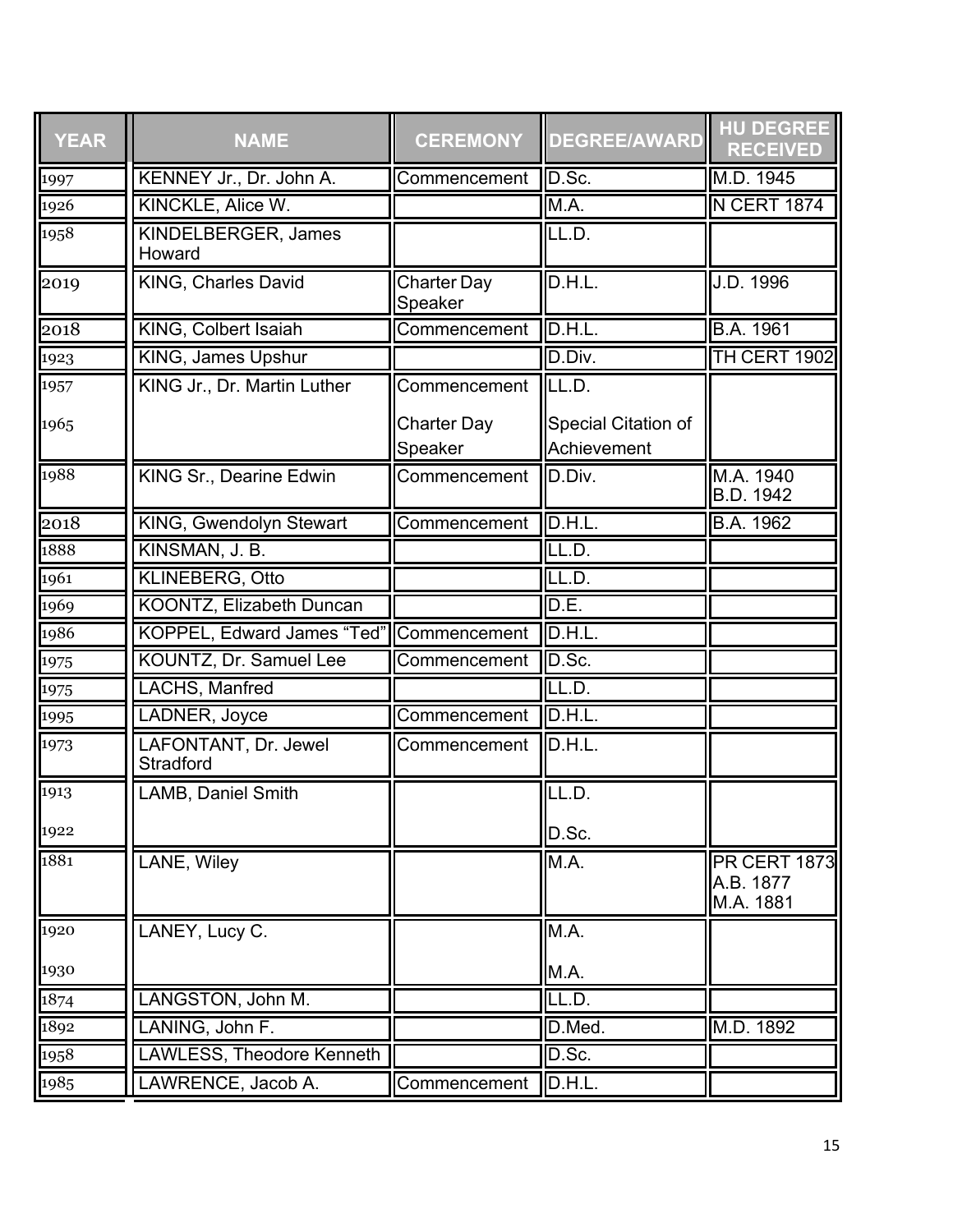| YEAR | NAME | CEREMONY | DEGREE/AWARD | HU DEGREE RECEIVED |
|---|---|---|---|---|
| 1997 | KENNEY Jr., Dr. John A. | Commencement | D.Sc. | M.D. 1945 |
| 1926 | KINCKLE, Alice W. | | M.A. | N CERT 1874 |
| 1958 | KINDELBERGER, James Howard | | LL.D. | |
| 2019 | KING, Charles David | Charter Day Speaker | D.H.L. | J.D. 1996 |
| 2018 | KING, Colbert Isaiah | Commencement | D.H.L. | B.A. 1961 |
| 1923 | KING, James Upshur | | D.Div. | TH CERT 1902 |
| 1957<br>1965 | KING Jr., Dr. Martin Luther | Commencement<br>Charter Day Speaker | LL.D.<br>Special Citation of Achievement | |
| 1988 | KING Sr., Dearine Edwin | Commencement | D.Div. | M.A. 1940<br>B.D. 1942 |
| 2018 | KING, Gwendolyn Stewart | Commencement | D.H.L. | B.A. 1962 |
| 1888 | KINSMAN, J. B. | | LL.D. | |
| 1961 | KLINEBERG, Otto | | LL.D. | |
| 1969 | KOONTZ, Elizabeth Duncan | | D.E. | |
| 1986 | KOPPEL, Edward James "Ted" | Commencement | D.H.L. | |
| 1975 | KOUNTZ, Dr. Samuel Lee | Commencement | D.Sc. | |
| 1975 | LACHS, Manfred | | LL.D. | |
| 1995 | LADNER, Joyce | Commencement | D.H.L. | |
| 1973 | LAFONTANT, Dr. Jewel Stradford | Commencement | D.H.L. | |
| 1913<br>1922 | LAMB, Daniel Smith | | LL.D.<br>D.Sc. | |
| 1881 | LANE, Wiley | | M.A. | PR CERT 1873<br>A.B. 1877<br>M.A. 1881 |
| 1920<br>1930 | LANEY, Lucy C. | | M.A.<br>M.A. | |
| 1874 | LANGSTON, John M. | | LL.D. | |
| 1892 | LANING, John F. | | D.Med. | M.D. 1892 |
| 1958 | LAWLESS, Theodore Kenneth | | D.Sc. | |
| 1985 | LAWRENCE, Jacob A. | Commencement | D.H.L. | |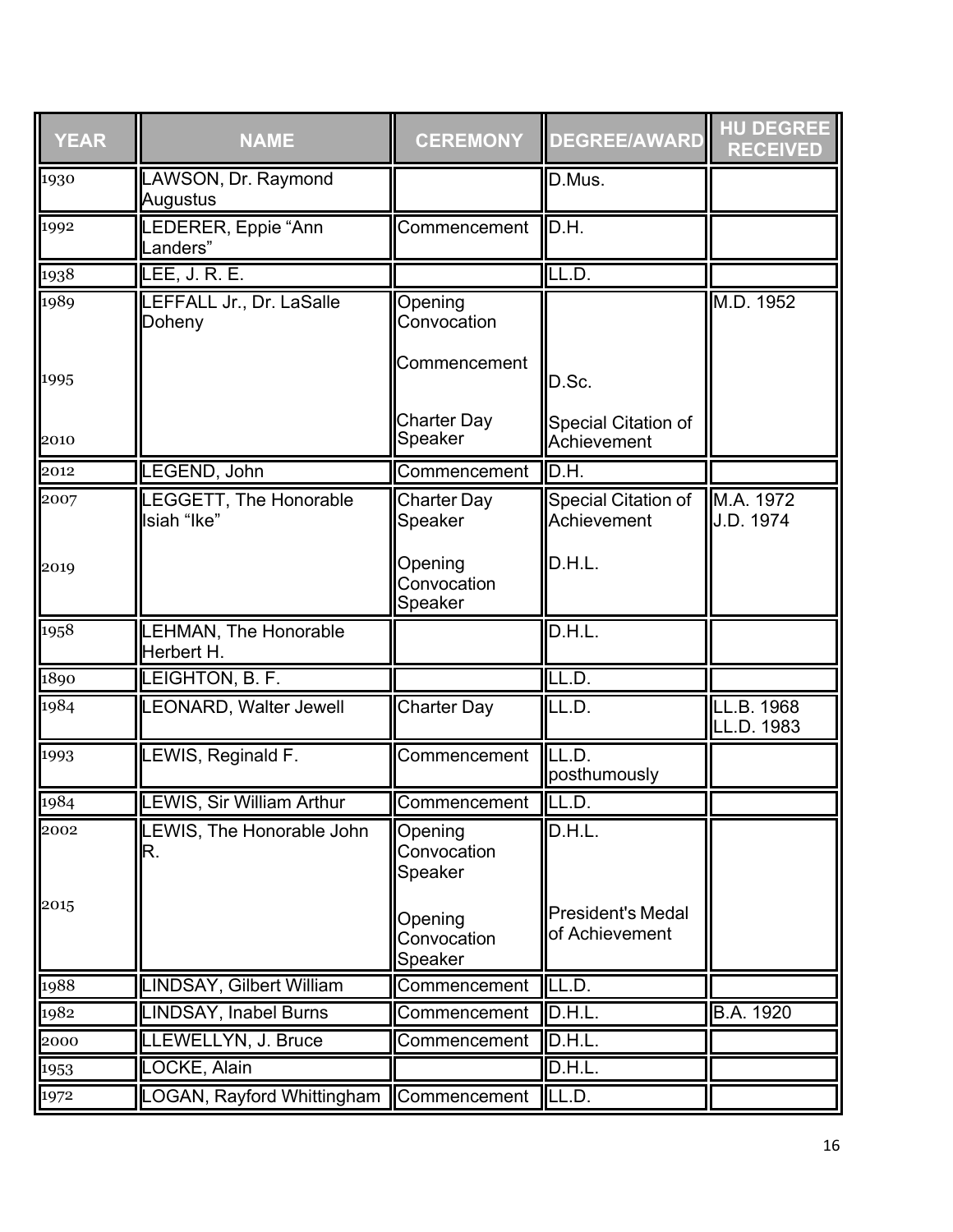| YEAR | NAME | CEREMONY | DEGREE/AWARD | HU DEGREE RECEIVED |
|---|---|---|---|---|
| 1930 | LAWSON, Dr. Raymond Augustus | | D.Mus. | |
| 1992 | LEDERER, Eppie “Ann Landers” | Commencement | D.H. | |
| 1938 | LEE, J. R. E. | | LL.D. | |
| 1989<br><br>1995<br><br>2010 | LEFFALL Jr., Dr. LaSalle Doheny | Opening Convocation<br><br>Commencement<br><br>Charter Day Speaker | <br><br>D.Sc.<br><br>Special Citation of Achievement | M.D. 1952 |
| 2012 | LEGEND, John | Commencement | D.H. | |
| 2007<br><br>2019 | LEGGETT, The Honorable Isiah “Ike” | Charter Day Speaker<br><br>Opening Convocation Speaker | Special Citation of Achievement<br><br>D.H.L. | M.A. 1972<br>J.D. 1974 |
| 1958 | LEHMAN, The Honorable Herbert H. | | D.H.L. | |
| 1890 | LEIGHTON, B. F. | | LL.D. | |
| 1984 | LEONARD, Walter Jewell | Charter Day | LL.D. | LL.B. 1968<br>LL.D. 1983 |
| 1993 | LEWIS, Reginald F. | Commencement | LL.D. posthumously | |
| 1984 | LEWIS, Sir William Arthur | Commencement | LL.D. | |
| 2002<br><br>2015 | LEWIS, The Honorable John R. | Opening Convocation Speaker<br><br>Opening Convocation Speaker | D.H.L.<br><br>President's Medal of Achievement | |
| 1988 | LINDSAY, Gilbert William | Commencement | LL.D. | |
| 1982 | LINDSAY, Inabel Burns | Commencement | D.H.L. | B.A. 1920 |
| 2000 | LLEWELLYN, J. Bruce | Commencement | D.H.L. | |
| 1953 | LOCKE, Alain | | D.H.L. | |
| 1972 | LOGAN, Rayford Whittingham | Commencement | LL.D. | |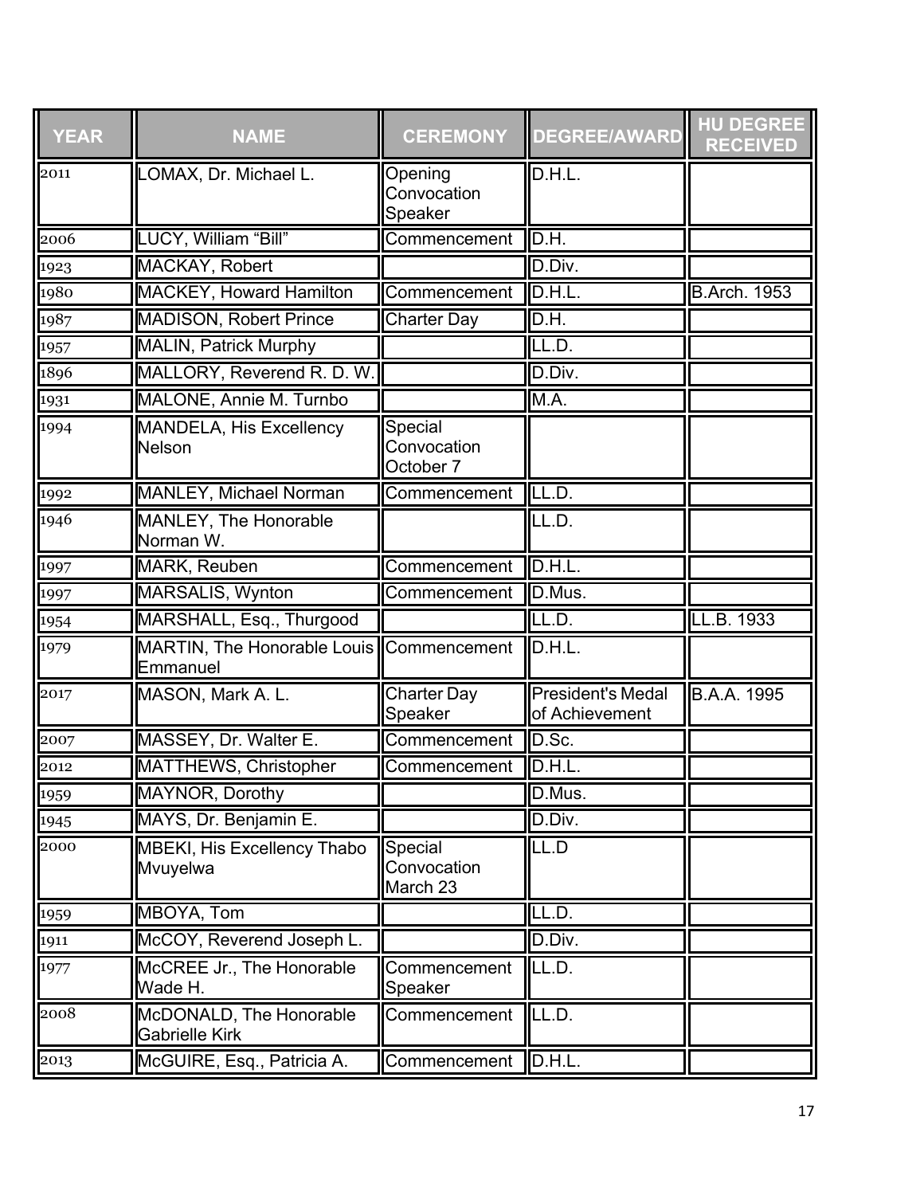| YEAR | NAME | CEREMONY | DEGREE/AWARD | HU DEGREE RECEIVED |
|---|---|---|---|---|
| 2011 | LOMAX, Dr. Michael L. | Opening Convocation Speaker | D.H.L. | |
| 2006 | LUCY, William “Bill” | Commencement | D.H. | |
| 1923 | MACKAY, Robert | | D.Div. | |
| 1980 | MACKEY, Howard Hamilton | Commencement | D.H.L. | B.Arch. 1953 |
| 1987 | MADISON, Robert Prince | Charter Day | D.H. | |
| 1957 | MALIN, Patrick Murphy | | LL.D. | |
| 1896 | MALLORY, Reverend R. D. W. | | D.Div. | |
| 1931 | MALONE, Annie M. Turnbo | | M.A. | |
| 1994 | MANDELA, His Excellency Nelson | Special Convocation October 7 | | |
| 1992 | MANLEY, Michael Norman | Commencement | LL.D. | |
| 1946 | MANLEY, The Honorable Norman W. | | LL.D. | |
| 1997 | MARK, Reuben | Commencement | D.H.L. | |
| 1997 | MARSALIS, Wynton | Commencement | D.Mus. | |
| 1954 | MARSHALL, Esq., Thurgood | | LL.D. | LL.B. 1933 |
| 1979 | MARTIN, The Honorable Louis Emmanuel | Commencement | D.H.L. | |
| 2017 | MASON, Mark A. L. | Charter Day Speaker | President's Medal of Achievement | B.A.A. 1995 |
| 2007 | MASSEY, Dr. Walter E. | Commencement | D.Sc. | |
| 2012 | MATTHEWS, Christopher | Commencement | D.H.L. | |
| 1959 | MAYNOR, Dorothy | | D.Mus. | |
| 1945 | MAYS, Dr. Benjamin E. | | D.Div. | |
| 2000 | MBEKI, His Excellency Thabo Mvuyelwa | Special Convocation March 23 | LL.D | |
| 1959 | MBOYA, Tom | | LL.D. | |
| 1911 | McCOY, Reverend Joseph L. | | D.Div. | |
| 1977 | McCREE Jr., The Honorable Wade H. | Commencement Speaker | LL.D. | |
| 2008 | McDONALD, The Honorable Gabrielle Kirk | Commencement | LL.D. | |
| 2013 | McGUIRE, Esq., Patricia A. | Commencement | D.H.L. | |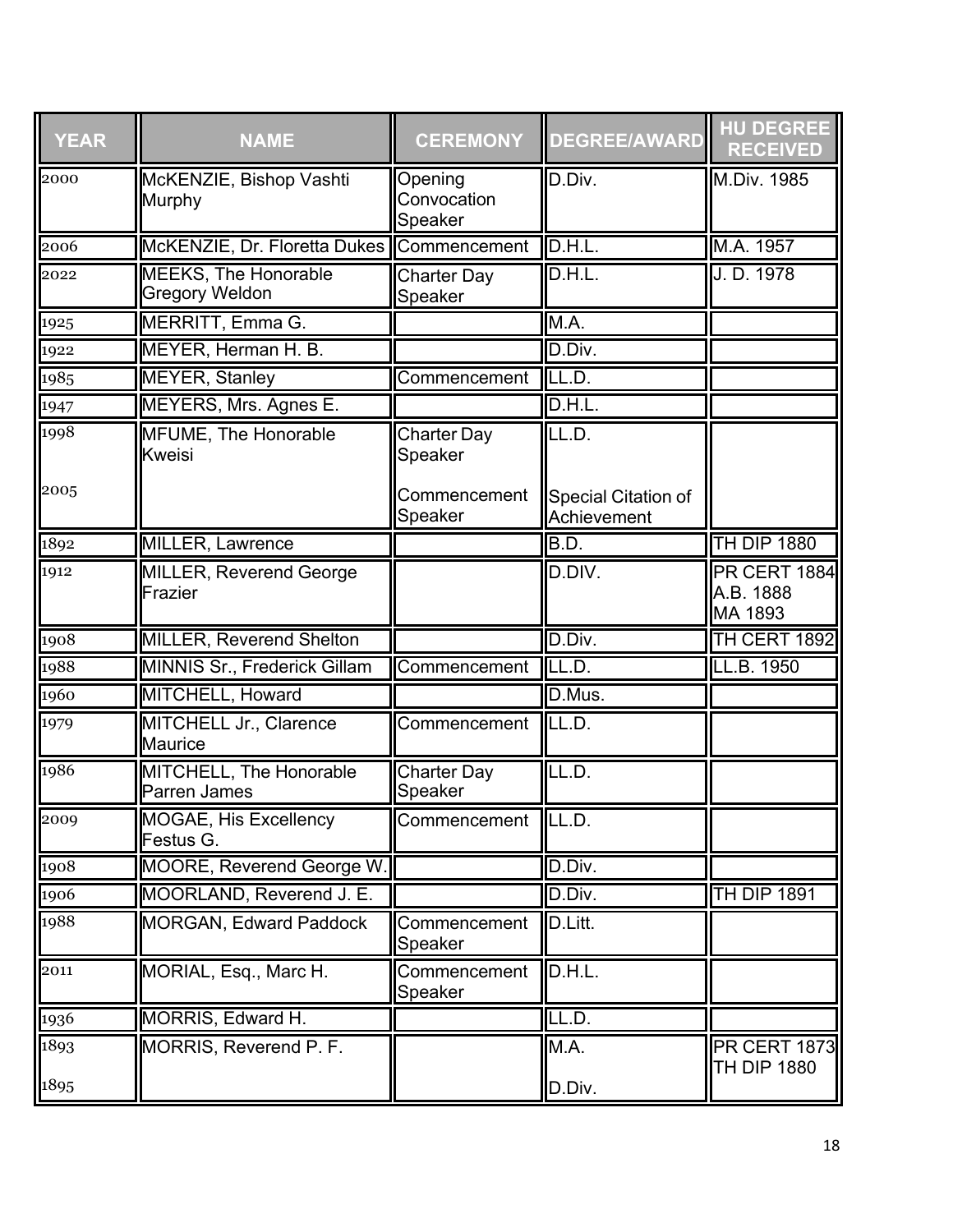| YEAR | NAME | CEREMONY | DEGREE/AWARD | HU DEGREE RECEIVED |
|---|---|---|---|---|
| 2000 | McKENZIE, Bishop Vashti Murphy | Opening Convocation Speaker | D.Div. | M.Div. 1985 |
| 2006 | McKENZIE, Dr. Floretta Dukes | Commencement | D.H.L. | M.A. 1957 |
| 2022 | MEEKS, The Honorable Gregory Weldon | Charter Day Speaker | D.H.L. | J. D. 1978 |
| 1925 | MERRITT, Emma G. | | M.A. | |
| 1922 | MEYER, Herman H. B. | | D.Div. | |
| 1985 | MEYER, Stanley | Commencement | LL.D. | |
| 1947 | MEYERS, Mrs. Agnes E. | | D.H.L. | |
| 1998<br><br>2005 | MFUME, The Honorable Kweisi | Charter Day Speaker<br><br>Commencement Speaker | LL.D.<br><br>Special Citation of Achievement | |
| 1892 | MILLER, Lawrence | | B.D. | TH DIP 1880 |
| 1912 | MILLER, Reverend George Frazier | | D.DIV. | PR CERT 1884<br>A.B. 1888<br>MA 1893 |
| 1908 | MILLER, Reverend Shelton | | D.Div. | TH CERT 1892 |
| 1988 | MINNIS Sr., Frederick Gillam | Commencement | LL.D. | LL.B. 1950 |
| 1960 | MITCHELL, Howard | | D.Mus. | |
| 1979 | MITCHELL Jr., Clarence Maurice | Commencement | LL.D. | |
| 1986 | MITCHELL, The Honorable Parren James | Charter Day Speaker | LL.D. | |
| 2009 | MOGAE, His Excellency Festus G. | Commencement | LL.D. | |
| 1908 | MOORE, Reverend George W. | | D.Div. | |
| 1906 | MOORLAND, Reverend J. E. | | D.Div. | TH DIP 1891 |
| 1988 | MORGAN, Edward Paddock | Commencement Speaker | D.Litt. | |
| 2011 | MORIAL, Esq., Marc H. | Commencement Speaker | D.H.L. | |
| 1936 | MORRIS, Edward H. | | LL.D. | |
| 1893<br><br>1895 | MORRIS, Reverend P. F. | | M.A.<br><br>D.Div. | PR CERT 1873<br>TH DIP 1880 |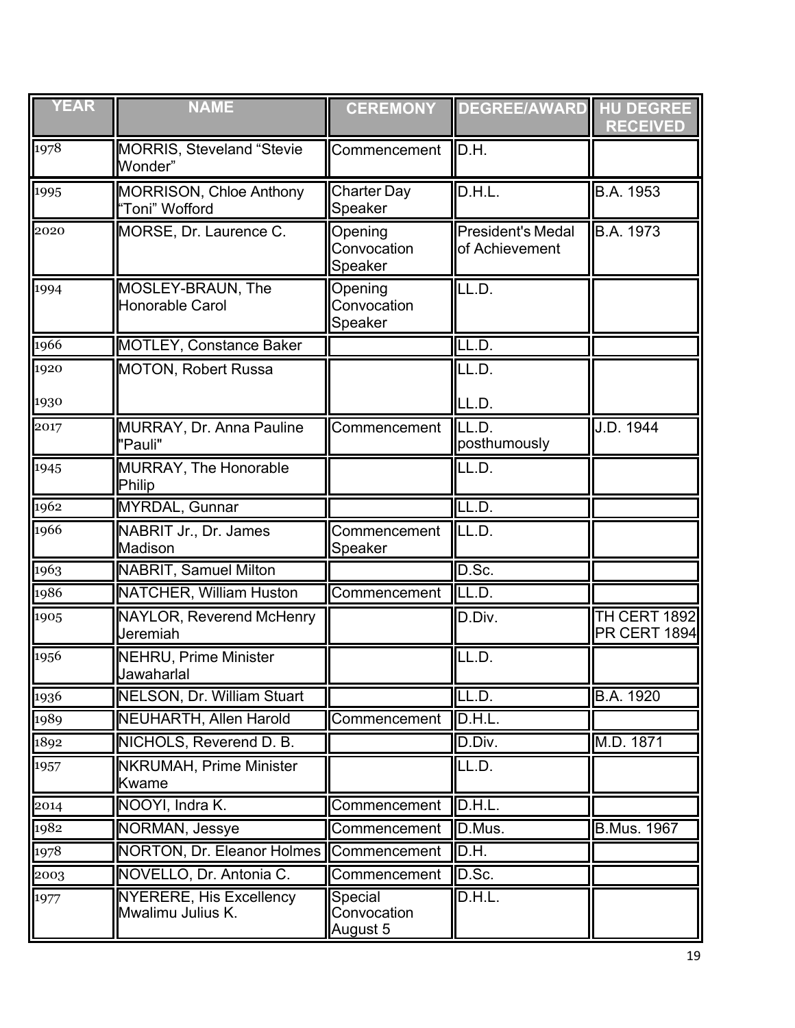| YEAR | NAME | CEREMONY | DEGREE/AWARD | HU DEGREE RECEIVED |
|---|---|---|---|---|
| 1978 | MORRIS, Steveland "Stevie Wonder" | Commencement | D.H. | |
| 1995 | MORRISON, Chloe Anthony "Toni" Wofford | Charter Day Speaker | D.H.L. | B.A. 1953 |
| 2020 | MORSE, Dr. Laurence C. | Opening Convocation Speaker | President's Medal of Achievement | B.A. 1973 |
| 1994 | MOSLEY-BRAUN, The Honorable Carol | Opening Convocation Speaker | LL.D. | |
| 1966 | MOTLEY, Constance Baker | | LL.D. | |
| 1920<br>1930 | MOTON, Robert Russa | | LL.D.<br>LL.D. | |
| 2017 | MURRAY, Dr. Anna Pauline "Pauli" | Commencement | LL.D. posthumously | J.D. 1944 |
| 1945 | MURRAY, The Honorable Philip | | LL.D. | |
| 1962 | MYRDAL, Gunnar | | LL.D. | |
| 1966 | NABRIT Jr., Dr. James Madison | Commencement Speaker | LL.D. | |
| 1963 | NABRIT, Samuel Milton | | D.Sc. | |
| 1986 | NATCHER, William Huston | Commencement | LL.D. | |
| 1905 | NAYLOR, Reverend McHenry Jeremiah | | D.Div. | TH CERT 1892<br>PR CERT 1894 |
| 1956 | NEHRU, Prime Minister Jawaharlal | | LL.D. | |
| 1936 | NELSON, Dr. William Stuart | | LL.D. | B.A. 1920 |
| 1989 | NEUHARTH, Allen Harold | Commencement | D.H.L. | |
| 1892 | NICHOLS, Reverend D. B. | | D.Div. | M.D. 1871 |
| 1957 | NKRUMAH, Prime Minister Kwame | | LL.D. | |
| 2014 | NOOYI, Indra K. | Commencement | D.H.L. | |
| 1982 | NORMAN, Jessye | Commencement | D.Mus. | B.Mus. 1967 |
| 1978 | NORTON, Dr. Eleanor Holmes | Commencement | D.H. | |
| 2003 | NOVELLO, Dr. Antonia C. | Commencement | D.Sc. | |
| 1977 | NYERERE, His Excellency Mwalimu Julius K. | Special Convocation August 5 | D.H.L. | |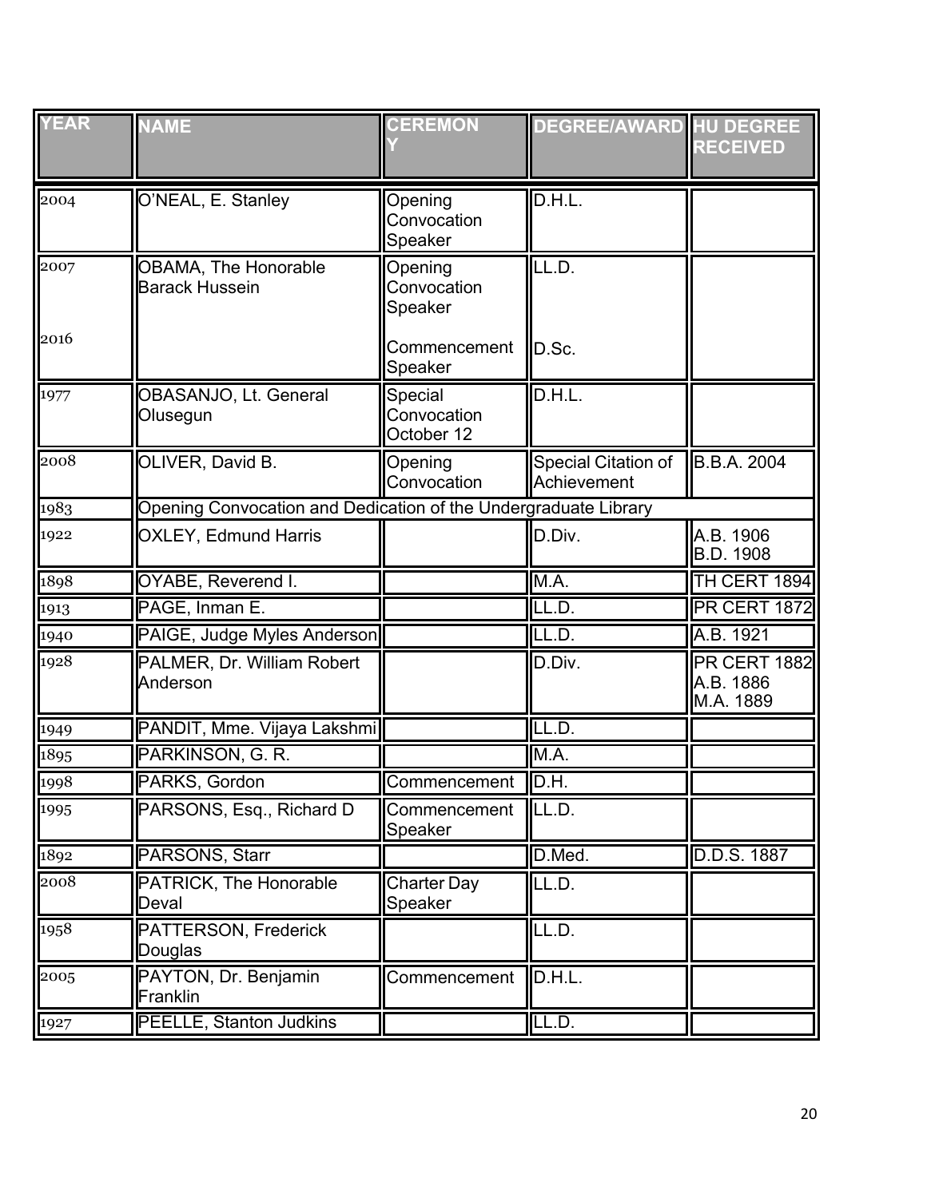| YEAR | NAME | CEREMONY | DEGREE/AWARD | HU DEGREE RECEIVED |
|---|---|---|---|---|
| 2004 | O'NEAL, E. Stanley | Opening Convocation Speaker | D.H.L. | |
| 2007<br><br>2016 | OBAMA, The Honorable Barack Hussein | Opening Convocation Speaker<br><br>Commencement Speaker | LL.D.<br><br>D.Sc. | |
| 1977 | OBASANJO, Lt. General Olusegun | Special Convocation October 12 | D.H.L. | |
| 2008 | OLIVER, David B. | Opening Convocation | Special Citation of Achievement | B.B.A. 2004 |
| 1983 | Opening Convocation and Dedication of the Undergraduate Library | | | |
| 1922 | OXLEY, Edmund Harris | | D.Div. | A.B. 1906<br>B.D. 1908 |
| 1898 | OYABE, Reverend I. | | M.A. | TH CERT 1894 |
| 1913 | PAGE, Inman E. | | LL.D. | PR CERT 1872 |
| 1940 | PAIGE, Judge Myles Anderson | | LL.D. | A.B. 1921 |
| 1928 | PALMER, Dr. William Robert Anderson | | D.Div. | PR CERT 1882<br>A.B. 1886<br>M.A. 1889 |
| 1949 | PANDIT, Mme. Vijaya Lakshmi | | LL.D. | |
| 1895 | PARKINSON, G. R. | | M.A. | |
| 1998 | PARKS, Gordon | Commencement | D.H. | |
| 1995 | PARSONS, Esq., Richard D | Commencement Speaker | LL.D. | |
| 1892 | PARSONS, Starr | | D.Med. | D.D.S. 1887 |
| 2008 | PATRICK, The Honorable Deval | Charter Day Speaker | LL.D. | |
| 1958 | PATTERSON, Frederick Douglas | | LL.D. | |
| 2005 | PAYTON, Dr. Benjamin Franklin | Commencement | D.H.L. | |
| 1927 | PEELLE, Stanton Judkins | | LL.D. | |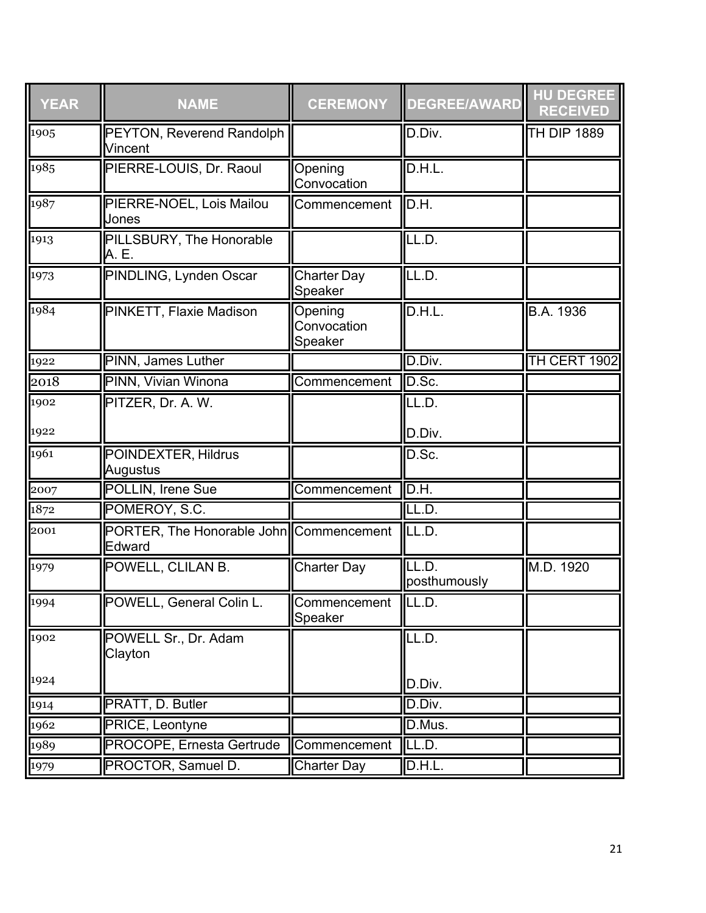| YEAR | NAME | CEREMONY | DEGREE/AWARD | HU DEGREE RECEIVED |
|---|---|---|---|---|
| 1905 | PEYTON, Reverend Randolph Vincent | | D.Div. | TH DIP 1889 |
| 1985 | PIERRE-LOUIS, Dr. Raoul | Opening Convocation | D.H.L. | |
| 1987 | PIERRE-NOEL, Lois Mailou Jones | Commencement | D.H. | |
| 1913 | PILLSBURY, The Honorable A. E. | | LL.D. | |
| 1973 | PINDLING, Lynden Oscar | Charter Day Speaker | LL.D. | |
| 1984 | PINKETT, Flaxie Madison | Opening Convocation Speaker | D.H.L. | B.A. 1936 |
| 1922 | PINN, James Luther | | D.Div. | TH CERT 1902 |
| 2018 | PINN, Vivian Winona | Commencement | D.Sc. | |
| 1902<br>1922 | PITZER, Dr. A. W. | | LL.D.<br>D.Div. | |
| 1961 | POINDEXTER, Hildrus Augustus | | D.Sc. | |
| 2007 | POLLIN, Irene Sue | Commencement | D.H. | |
| 1872 | POMEROY, S.C. | | LL.D. | |
| 2001 | PORTER, The Honorable John Edward | Commencement | LL.D. | |
| 1979 | POWELL, CLILAN B. | Charter Day | LL.D. posthumously | M.D. 1920 |
| 1994 | POWELL, General Colin L. | Commencement Speaker | LL.D. | |
| 1902<br>1924 | POWELL Sr., Dr. Adam Clayton | | LL.D.<br>D.Div. | |
| 1914 | PRATT, D. Butler | | D.Div. | |
| 1962 | PRICE, Leontyne | | D.Mus. | |
| 1989 | PROCOPE, Ernesta Gertrude | Commencement | LL.D. | |
| 1979 | PROCTOR, Samuel D. | Charter Day | D.H.L. | |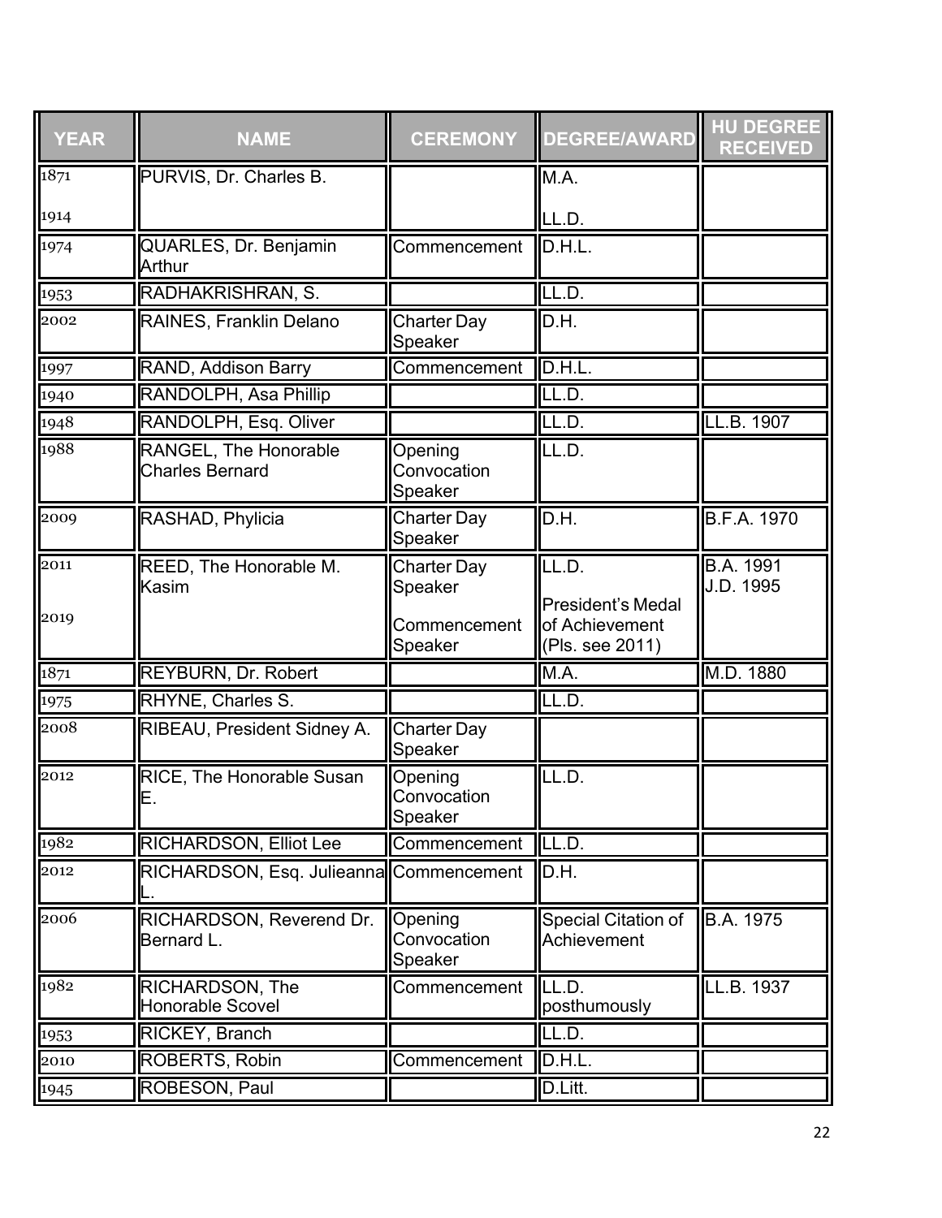| YEAR | NAME | CEREMONY | DEGREE/AWARD | HU DEGREE RECEIVED |
| --- | --- | --- | --- | --- |
| 1871<br><br>1914 | PURVIS, Dr. Charles B. | | M.A.<br><br>LL.D. | |
| 1974 | QUARLES, Dr. Benjamin Arthur | Commencement | D.H.L. | |
| 1953 | RADHAKRISHRAN, S. | | LL.D. | |
| 2002 | RAINES, Franklin Delano | Charter Day Speaker | D.H. | |
| 1997 | RAND, Addison Barry | Commencement | D.H.L. | |
| 1940 | RANDOLPH, Asa Phillip | | LL.D. | |
| 1948 | RANDOLPH, Esq. Oliver | | LL.D. | LL.B. 1907 |
| 1988 | RANGEL, The Honorable Charles Bernard | Opening Convocation Speaker | LL.D. | |
| 2009 | RASHAD, Phylicia | Charter Day Speaker | D.H. | B.F.A. 1970 |
| 2011<br><br>2019 | REED, The Honorable M. Kasim | Charter Day Speaker<br><br>Commencement Speaker | LL.D.<br><br>President's Medal of Achievement (Pls. see 2011) | B.A. 1991<br>J.D. 1995 |
| 1871 | REYBURN, Dr. Robert | | M.A. | M.D. 1880 |
| 1975 | RHYNE, Charles S. | | LL.D. | |
| 2008 | RIBEAU, President Sidney A. | Charter Day Speaker | | |
| 2012 | RICE, The Honorable Susan E. | Opening Convocation Speaker | LL.D. | |
| 1982 | RICHARDSON, Elliot Lee | Commencement | LL.D. | |
| 2012 | RICHARDSON, Esq. Julieanna L. | Commencement | D.H. | |
| 2006 | RICHARDSON, Reverend Dr. Bernard L. | Opening Convocation Speaker | Special Citation of Achievement | B.A. 1975 |
| 1982 | RICHARDSON, The Honorable Scovel | Commencement | LL.D. posthumously | LL.B. 1937 |
| 1953 | RICKEY, Branch | | LL.D. | |
| 2010 | ROBERTS, Robin | Commencement | D.H.L. | |
| 1945 | ROBESON, Paul | | D.Litt. | |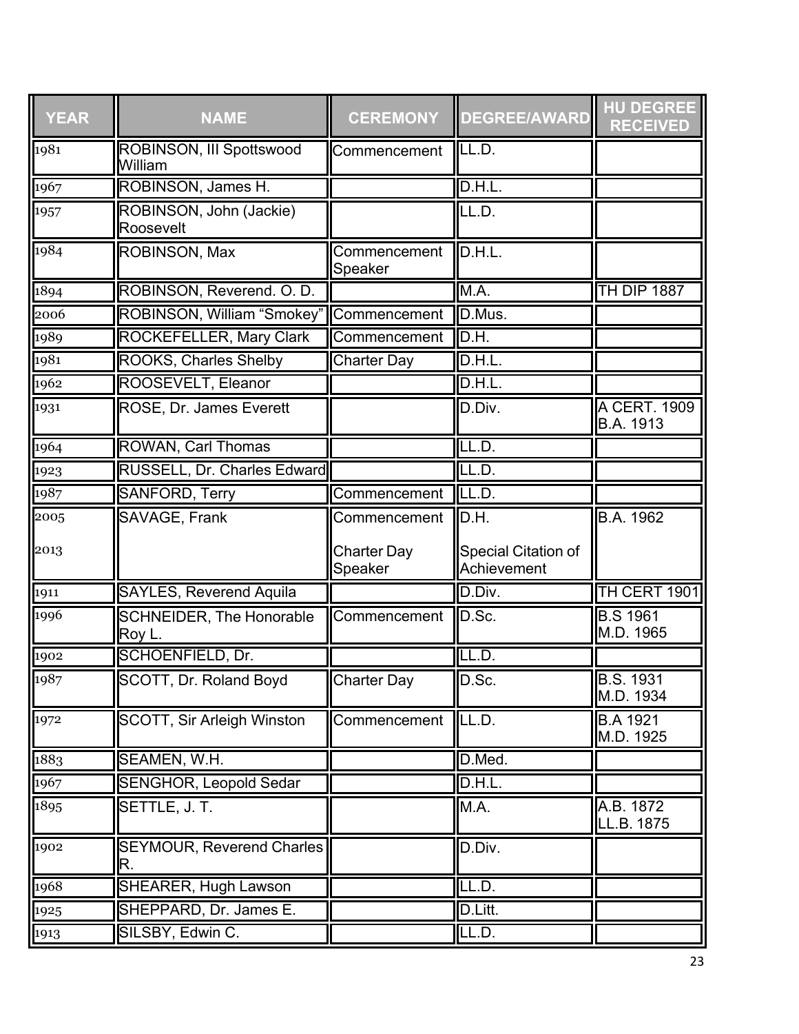| YEAR | NAME | CEREMONY | DEGREE/AWARD | HU DEGREE RECEIVED |
| --- | --- | --- | --- | --- |
| 1981 | ROBINSON, III Spottswood William | Commencement | LL.D. | |
| 1967 | ROBINSON, James H. | | D.H.L. | |
| 1957 | ROBINSON, John (Jackie) Roosevelt | | LL.D. | |
| 1984 | ROBINSON, Max | Commencement Speaker | D.H.L. | |
| 1894 | ROBINSON, Reverend. O. D. | | M.A. | TH DIP 1887 |
| 2006 | ROBINSON, William "Smokey" | Commencement | D.Mus. | |
| 1989 | ROCKEFELLER, Mary Clark | Commencement | D.H. | |
| 1981 | ROOKS, Charles Shelby | Charter Day | D.H.L. | |
| 1962 | ROOSEVELT, Eleanor | | D.H.L. | |
| 1931 | ROSE, Dr. James Everett | | D.Div. | A CERT. 1909 B.A. 1913 |
| 1964 | ROWAN, Carl Thomas | | LL.D. | |
| 1923 | RUSSELL, Dr. Charles Edward | | LL.D. | |
| 1987 | SANFORD, Terry | Commencement | LL.D. | |
| 2005<br>2013 | SAVAGE, Frank | Commencement<br>Charter Day Speaker | D.H.<br>Special Citation of Achievement | B.A. 1962 |
| 1911 | SAYLES, Reverend Aquila | | D.Div. | TH CERT 1901 |
| 1996 | SCHNEIDER, The Honorable Roy L. | Commencement | D.Sc. | B.S 1961 M.D. 1965 |
| 1902 | SCHOENFIELD, Dr. | | LL.D. | |
| 1987 | SCOTT, Dr. Roland Boyd | Charter Day | D.Sc. | B.S. 1931 M.D. 1934 |
| 1972 | SCOTT, Sir Arleigh Winston | Commencement | LL.D. | B.A 1921 M.D. 1925 |
| 1883 | SEAMEN, W.H. | | D.Med. | |
| 1967 | SENGHOR, Leopold Sedar | | D.H.L. | |
| 1895 | SETTLE, J. T. | | M.A. | A.B. 1872 LL.B. 1875 |
| 1902 | SEYMOUR, Reverend Charles R. | | D.Div. | |
| 1968 | SHEARER, Hugh Lawson | | LL.D. | |
| 1925 | SHEPPARD, Dr. James E. | | D.Litt. | |
| 1913 | SILSBY, Edwin C. | | LL.D. | |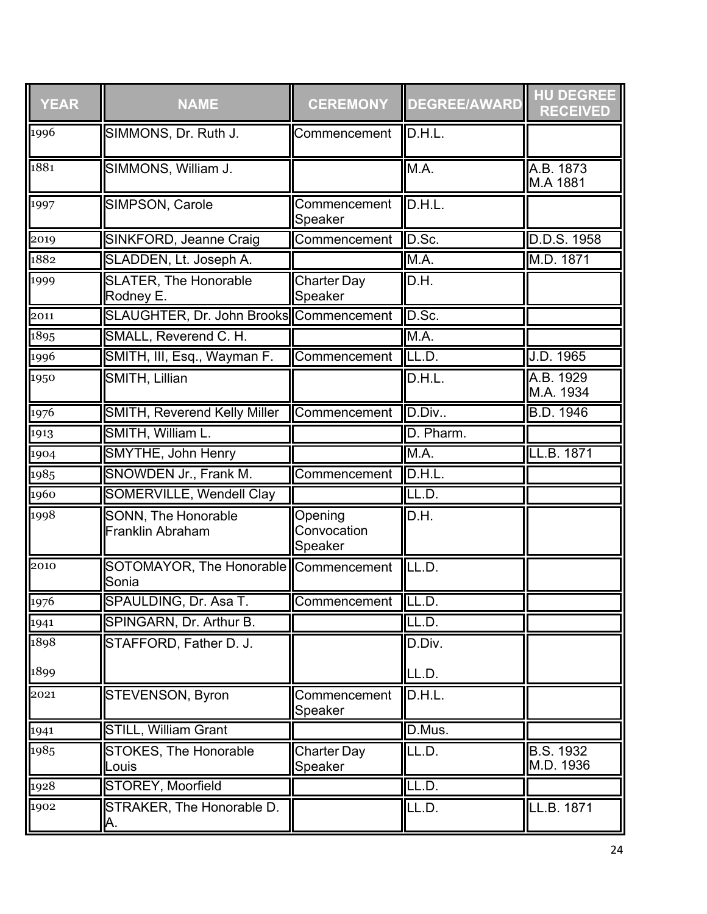| YEAR | NAME | CEREMONY | DEGREE/AWARD | HU DEGREE RECEIVED |
|---|---|---|---|---|
| 1996 | SIMMONS, Dr. Ruth J. | Commencement | D.H.L. | |
| 1881 | SIMMONS, William J. | | M.A. | A.B. 1873<br>M.A 1881 |
| 1997 | SIMPSON, Carole | Commencement Speaker | D.H.L. | |
| 2019 | SINKFORD, Jeanne Craig | Commencement | D.Sc. | D.D.S. 1958 |
| 1882 | SLADDEN, Lt. Joseph A. | | M.A. | M.D. 1871 |
| 1999 | SLATER, The Honorable Rodney E. | Charter Day Speaker | D.H. | |
| 2011 | SLAUGHTER, Dr. John Brooks | Commencement | D.Sc. | |
| 1895 | SMALL, Reverend C. H. | | M.A. | |
| 1996 | SMITH, III, Esq., Wayman F. | Commencement | LL.D. | J.D. 1965 |
| 1950 | SMITH, Lillian | | D.H.L. | A.B. 1929<br>M.A. 1934 |
| 1976 | SMITH, Reverend Kelly Miller | Commencement | D.Div.. | B.D. 1946 |
| 1913 | SMITH, William L. | | D. Pharm. | |
| 1904 | SMYTHE, John Henry | | M.A. | LL.B. 1871 |
| 1985 | SNOWDEN Jr., Frank M. | Commencement | D.H.L. | |
| 1960 | SOMERVILLE, Wendell Clay | | LL.D. | |
| 1998 | SONN, The Honorable Franklin Abraham | Opening Convocation Speaker | D.H. | |
| 2010 | SOTOMAYOR, The Honorable Sonia | Commencement | LL.D. | |
| 1976 | SPAULDING, Dr. Asa T. | Commencement | LL.D. | |
| 1941 | SPINGARN, Dr. Arthur B. | | LL.D. | |
| 1898<br>1899 | STAFFORD, Father D. J. | | D.Div.<br>LL.D. | |
| 2021 | STEVENSON, Byron | Commencement Speaker | D.H.L. | |
| 1941 | STILL, William Grant | | D.Mus. | |
| 1985 | STOKES, The Honorable Louis | Charter Day Speaker | LL.D. | B.S. 1932<br>M.D. 1936 |
| 1928 | STOREY, Moorfield | | LL.D. | |
| 1902 | STRAKER, The Honorable D. A. | | LL.D. | LL.B. 1871 |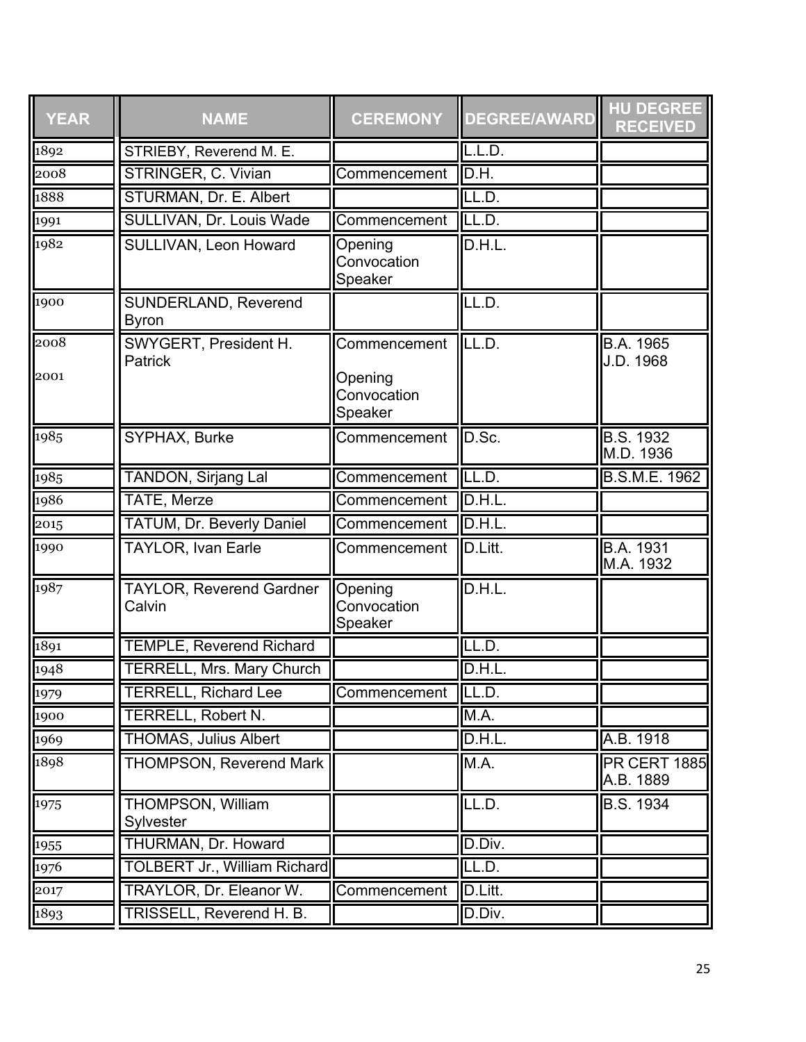| YEAR | NAME | CEREMONY | DEGREE/AWARD | HU DEGREE RECEIVED |
| --- | --- | --- | --- | --- |
| 1892 | STRIEBY, Reverend M. E. | | L.L.D. | |
| 2008 | STRINGER, C. Vivian | Commencement | D.H. | |
| 1888 | STURMAN, Dr. E. Albert | | LL.D. | |
| 1991 | SULLIVAN, Dr. Louis Wade | Commencement | LL.D. | |
| 1982 | SULLIVAN, Leon Howard | Opening Convocation Speaker | D.H.L. | |
| 1900 | SUNDERLAND, Reverend Byron | | LL.D. | |
| 2008<br>2001 | SWYGERT, President H. Patrick | Commencement<br>Opening Convocation Speaker | LL.D. | B.A. 1965<br>J.D. 1968 |
| 1985 | SYPHAX, Burke | Commencement | D.Sc. | B.S. 1932<br>M.D. 1936 |
| 1985 | TANDON, Sirjang Lal | Commencement | LL.D. | B.S.M.E. 1962 |
| 1986 | TATE, Merze | Commencement | D.H.L. | |
| 2015 | TATUM, Dr. Beverly Daniel | Commencement | D.H.L. | |
| 1990 | TAYLOR, Ivan Earle | Commencement | D.Litt. | B.A. 1931<br>M.A. 1932 |
| 1987 | TAYLOR, Reverend Gardner Calvin | Opening Convocation Speaker | D.H.L. | |
| 1891 | TEMPLE, Reverend Richard | | LL.D. | |
| 1948 | TERRELL, Mrs. Mary Church | | D.H.L. | |
| 1979 | TERRELL, Richard Lee | Commencement | LL.D. | |
| 1900 | TERRELL, Robert N. | | M.A. | |
| 1969 | THOMAS, Julius Albert | | D.H.L. | A.B. 1918 |
| 1898 | THOMPSON, Reverend Mark | | M.A. | PR CERT 1885<br>A.B. 1889 |
| 1975 | THOMPSON, William Sylvester | | LL.D. | B.S. 1934 |
| 1955 | THURMAN, Dr. Howard | | D.Div. | |
| 1976 | TOLBERT Jr., William Richard | | LL.D. | |
| 2017 | TRAYLOR, Dr. Eleanor W. | Commencement | D.Litt. | |
| 1893 | TRISSELL, Reverend H. B. | | D.Div. | |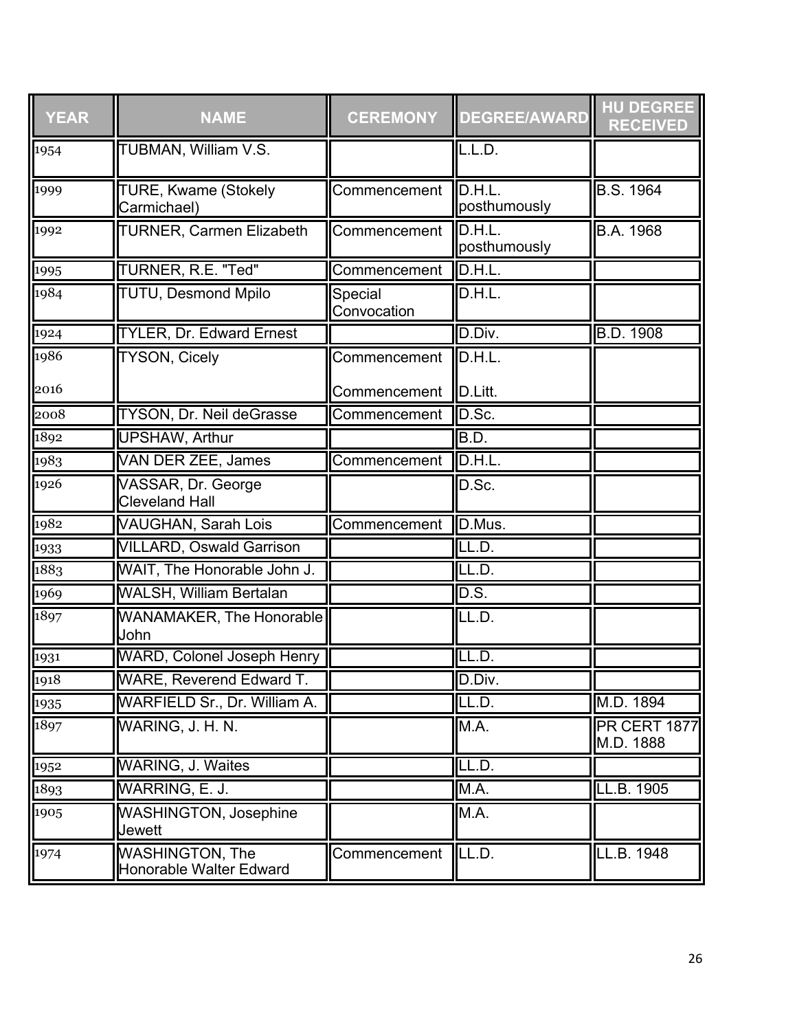| YEAR | NAME | CEREMONY | DEGREE/AWARD | HU DEGREE RECEIVED |
|---|---|---|---|---|
| 1954 | TUBMAN, William V.S. | | L.L.D. | |
| 1999 | TURE, Kwame (Stokely Carmichael) | Commencement | D.H.L. posthumously | B.S. 1964 |
| 1992 | TURNER, Carmen Elizabeth | Commencement | D.H.L. posthumously | B.A. 1968 |
| 1995 | TURNER, R.E. "Ted" | Commencement | D.H.L. | |
| 1984 | TUTU, Desmond Mpilo | Special Convocation | D.H.L. | |
| 1924 | TYLER, Dr. Edward Ernest | | D.Div. | B.D. 1908 |
| 1986<br>2016 | TYSON, Cicely | Commencement<br>Commencement | D.H.L.<br>D.Litt. | |
| 2008 | TYSON, Dr. Neil deGrasse | Commencement | D.Sc. | |
| 1892 | UPSHAW, Arthur | | B.D. | |
| 1983 | VAN DER ZEE, James | Commencement | D.H.L. | |
| 1926 | VASSAR, Dr. George Cleveland Hall | | D.Sc. | |
| 1982 | VAUGHAN, Sarah Lois | Commencement | D.Mus. | |
| 1933 | VILLARD, Oswald Garrison | | LL.D. | |
| 1883 | WAIT, The Honorable John J. | | LL.D. | |
| 1969 | WALSH, William Bertalan | | D.S. | |
| 1897 | WANAMAKER, The Honorable John | | LL.D. | |
| 1931 | WARD, Colonel Joseph Henry | | LL.D. | |
| 1918 | WARE, Reverend Edward T. | | D.Div. | |
| 1935 | WARFIELD Sr., Dr. William A. | | LL.D. | M.D. 1894 |
| 1897 | WARING, J. H. N. | | M.A. | PR CERT 1877<br>M.D. 1888 |
| 1952 | WARING, J. Waites | | LL.D. | |
| 1893 | WARRING, E. J. | | M.A. | LL.B. 1905 |
| 1905 | WASHINGTON, Josephine Jewett | | M.A. | |
| 1974 | WASHINGTON, The Honorable Walter Edward | Commencement | LL.D. | LL.B. 1948 |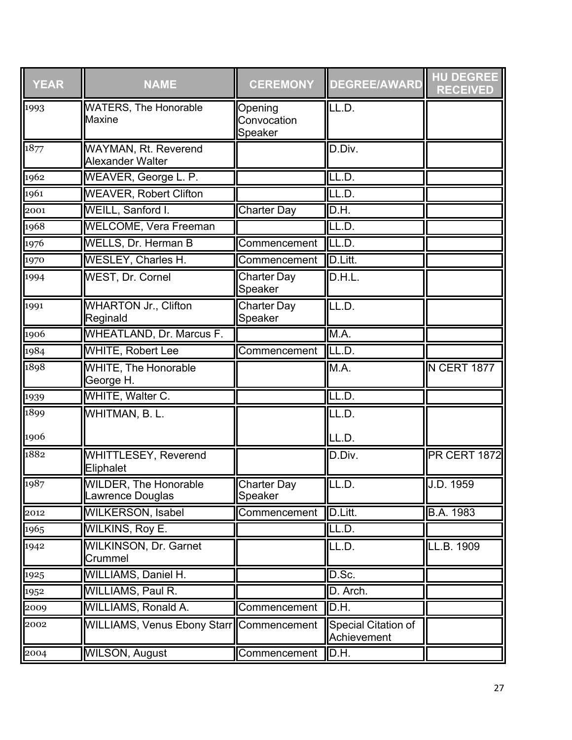| YEAR | NAME | CEREMONY | DEGREE/AWARD | HU DEGREE RECEIVED |
| --- | --- | --- | --- | --- |
| 1993 | WATERS, The Honorable Maxine | Opening Convocation Speaker | LL.D. | |
| 1877 | WAYMAN, Rt. Reverend Alexander Walter | | D.Div. | |
| 1962 | WEAVER, George L. P. | | LL.D. | |
| 1961 | WEAVER, Robert Clifton | | LL.D. | |
| 2001 | WEILL, Sanford I. | Charter Day | D.H. | |
| 1968 | WELCOME, Vera Freeman | | LL.D. | |
| 1976 | WELLS, Dr. Herman B | Commencement | LL.D. | |
| 1970 | WESLEY, Charles H. | Commencement | D.Litt. | |
| 1994 | WEST, Dr. Cornel | Charter Day Speaker | D.H.L. | |
| 1991 | WHARTON Jr., Clifton Reginald | Charter Day Speaker | LL.D. | |
| 1906 | WHEATLAND, Dr. Marcus F. | | M.A. | |
| 1984 | WHITE, Robert Lee | Commencement | LL.D. | |
| 1898 | WHITE, The Honorable George H. | | M.A. | N CERT 1877 |
| 1939 | WHITE, Walter C. | | LL.D. | |
| 1899<br>1906 | WHITMAN, B. L. | | LL.D.<br>LL.D. | |
| 1882 | WHITTLESEY, Reverend Eliphalet | | D.Div. | PR CERT 1872 |
| 1987 | WILDER, The Honorable Lawrence Douglas | Charter Day Speaker | LL.D. | J.D. 1959 |
| 2012 | WILKERSON, Isabel | Commencement | D.Litt. | B.A. 1983 |
| 1965 | WILKINS, Roy E. | | LL.D. | |
| 1942 | WILKINSON, Dr. Garnet Crummel | | LL.D. | LL.B. 1909 |
| 1925 | WILLIAMS, Daniel H. | | D.Sc. | |
| 1952 | WILLIAMS, Paul R. | | D. Arch. | |
| 2009 | WILLIAMS, Ronald A. | Commencement | D.H. | |
| 2002 | WILLIAMS, Venus Ebony Starr | Commencement | Special Citation of Achievement | |
| 2004 | WILSON, August | Commencement | D.H. | |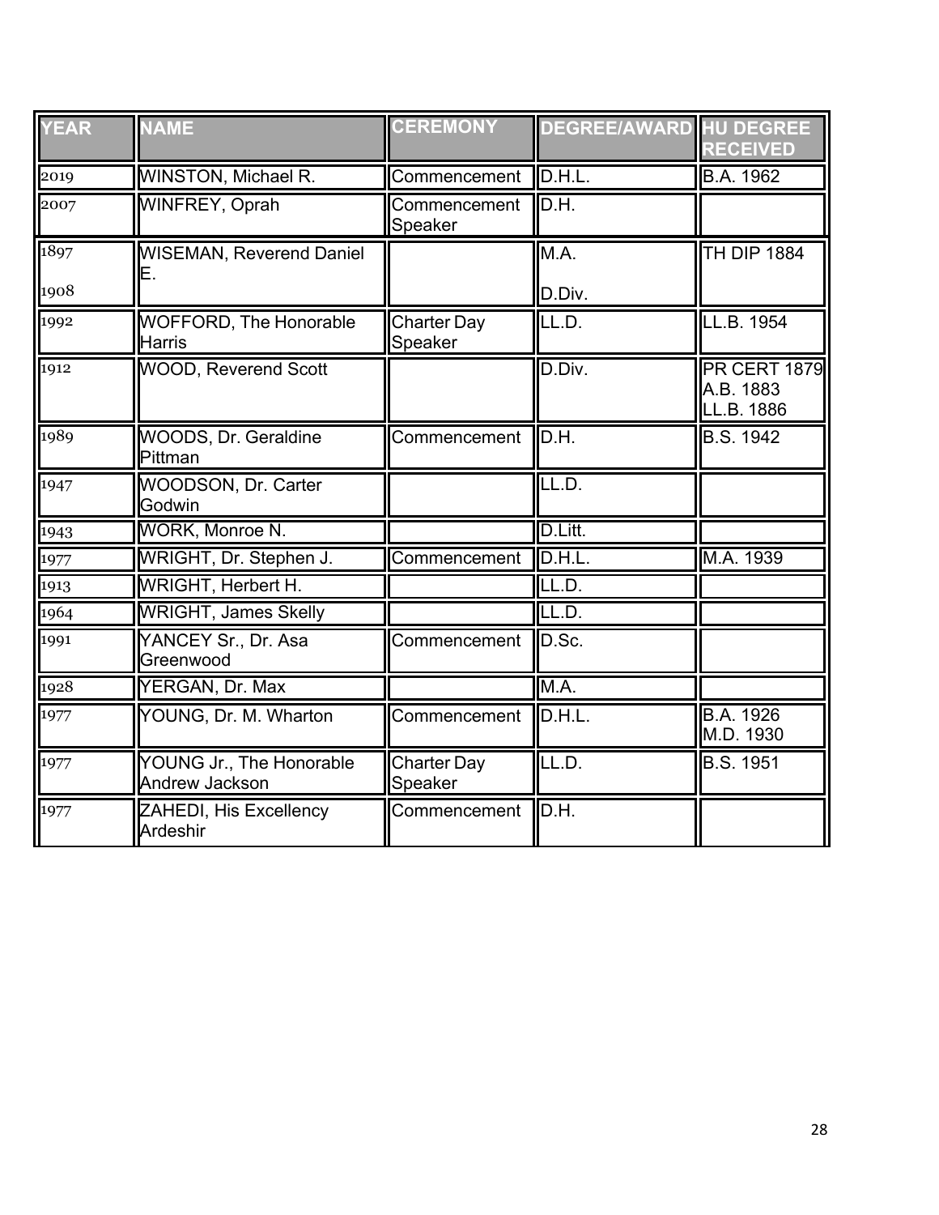| YEAR | NAME | CEREMONY | DEGREE/AWARD | HU DEGREE RECEIVED |
| --- | --- | --- | --- | --- |
| 2019 | WINSTON, Michael R. | Commencement | D.H.L. | B.A. 1962 |
| 2007 | WINFREY, Oprah | Commencement Speaker | D.H. | |
| 1897<br>1908 | WISEMAN, Reverend Daniel E. | | M.A.<br>D.Div. | TH DIP 1884 |
| 1992 | WOFFORD, The Honorable Harris | Charter Day Speaker | LL.D. | LL.B. 1954 |
| 1912 | WOOD, Reverend Scott | | D.Div. | PR CERT 1879<br>A.B. 1883<br>LL.B. 1886 |
| 1989 | WOODS, Dr. Geraldine Pittman | Commencement | D.H. | B.S. 1942 |
| 1947 | WOODSON, Dr. Carter Godwin | | LL.D. | |
| 1943 | WORK, Monroe N. | | D.Litt. | |
| 1977 | WRIGHT, Dr. Stephen J. | Commencement | D.H.L. | M.A. 1939 |
| 1913 | WRIGHT, Herbert H. | | LL.D. | |
| 1964 | WRIGHT, James Skelly | | LL.D. | |
| 1991 | YANCEY Sr., Dr. Asa Greenwood | Commencement | D.Sc. | |
| 1928 | YERGAN, Dr. Max | | M.A. | |
| 1977 | YOUNG, Dr. M. Wharton | Commencement | D.H.L. | B.A. 1926<br>M.D. 1930 |
| 1977 | YOUNG Jr., The Honorable Andrew Jackson | Charter Day Speaker | LL.D. | B.S. 1951 |
| 1977 | ZAHEDI, His Excellency Ardeshir | Commencement | D.H. | |